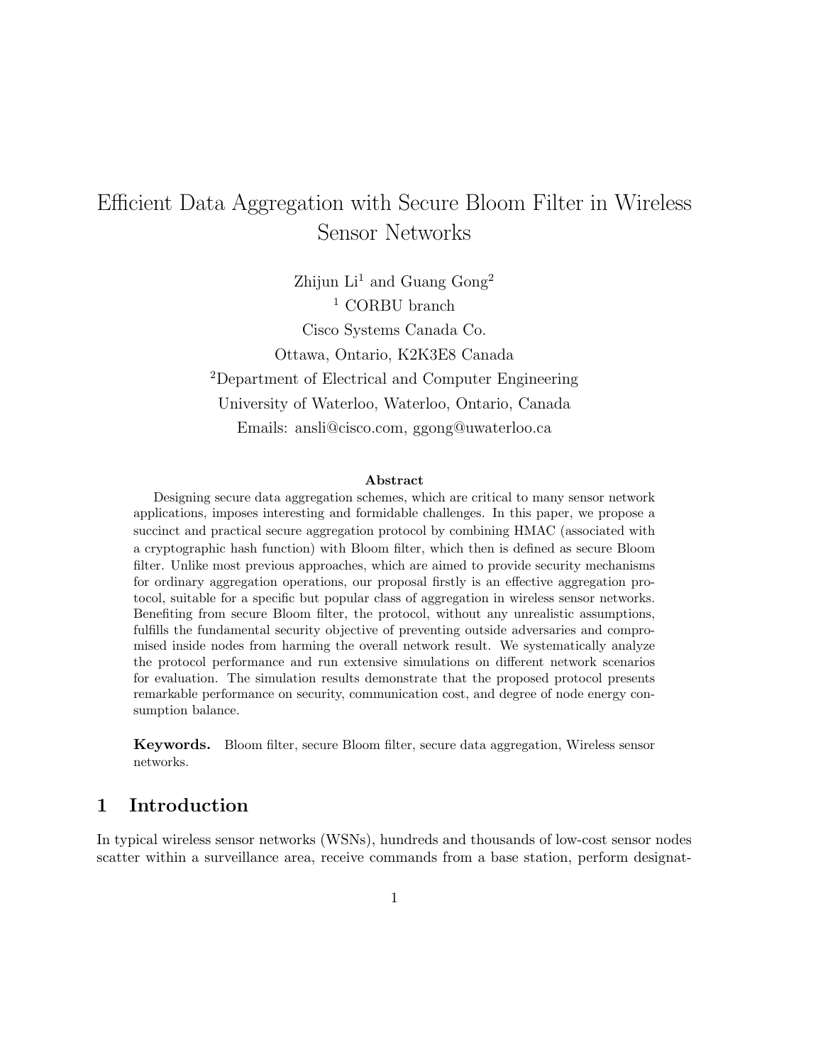# Efficient Data Aggregation with Secure Bloom Filter in Wireless Sensor Networks

Zhijun Li[1] and Guang Gong[2]

[1] CORBU branch
Cisco Systems Canada Co.
Ottawa, Ontario, K2K3E8 Canada

[2]Department of Electrical and Computer Engineering
University of Waterloo, Waterloo, Ontario, Canada

Emails: ansli@cisco.com, ggong@uwaterloo.ca

**Abstract**

Designing secure data aggregation schemes, which are critical to many sensor network applications, imposes interesting and formidable challenges. In this paper, we propose a succinct and practical secure aggregation protocol by combining HMAC (associated with a cryptographic hash function) with Bloom filter, which then is defined as secure Bloom filter. Unlike most previous approaches, which are aimed to provide security mechanisms for ordinary aggregation operations, our proposal firstly is an effective aggregation protocol, suitable for a specific but popular class of aggregation in wireless sensor networks. Benefiting from secure Bloom filter, the protocol, without any unrealistic assumptions, fulfills the fundamental security objective of preventing outside adversaries and compromised inside nodes from harming the overall network result. We systematically analyze the protocol performance and run extensive simulations on different network scenarios for evaluation. The simulation results demonstrate that the proposed protocol presents remarkable performance on security, communication cost, and degree of node energy consumption balance.

**Keywords.** Bloom filter, secure Bloom filter, secure data aggregation, Wireless sensor networks.

## 1 Introduction

In typical wireless sensor networks (WSNs), hundreds and thousands of low-cost sensor nodes scatter within a surveillance area, receive commands from a base station, perform designat-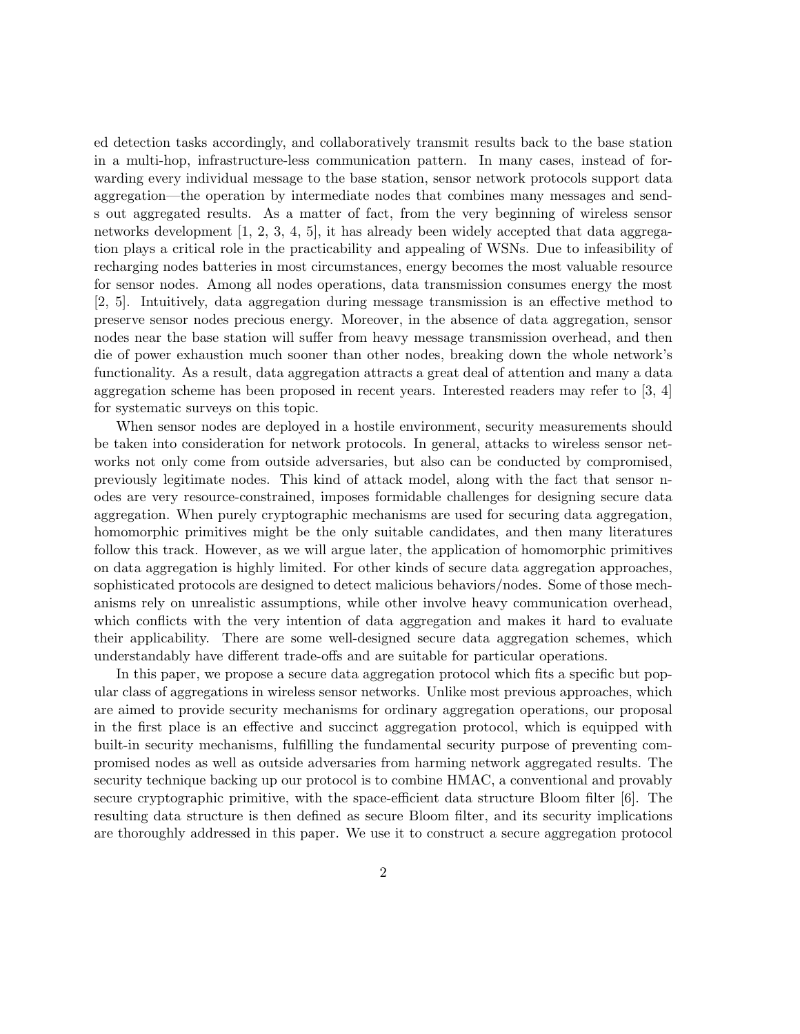ed detection tasks accordingly, and collaboratively transmit results back to the base station in a multi-hop, infrastructure-less communication pattern. In many cases, instead of forwarding every individual message to the base station, sensor network protocols support data aggregation—the operation by intermediate nodes that combines many messages and sends out aggregated results. As a matter of fact, from the very beginning of wireless sensor networks development [1, 2, 3, 4, 5], it has already been widely accepted that data aggregation plays a critical role in the practicability and appealing of WSNs. Due to infeasibility of recharging nodes batteries in most circumstances, energy becomes the most valuable resource for sensor nodes. Among all nodes operations, data transmission consumes energy the most [2, 5]. Intuitively, data aggregation during message transmission is an effective method to preserve sensor nodes precious energy. Moreover, in the absence of data aggregation, sensor nodes near the base station will suffer from heavy message transmission overhead, and then die of power exhaustion much sooner than other nodes, breaking down the whole network's functionality. As a result, data aggregation attracts a great deal of attention and many a data aggregation scheme has been proposed in recent years. Interested readers may refer to [3, 4] for systematic surveys on this topic.

When sensor nodes are deployed in a hostile environment, security measurements should be taken into consideration for network protocols. In general, attacks to wireless sensor networks not only come from outside adversaries, but also can be conducted by compromised, previously legitimate nodes. This kind of attack model, along with the fact that sensor nodes are very resource-constrained, imposes formidable challenges for designing secure data aggregation. When purely cryptographic mechanisms are used for securing data aggregation, homomorphic primitives might be the only suitable candidates, and then many literatures follow this track. However, as we will argue later, the application of homomorphic primitives on data aggregation is highly limited. For other kinds of secure data aggregation approaches, sophisticated protocols are designed to detect malicious behaviors/nodes. Some of those mechanisms rely on unrealistic assumptions, while other involve heavy communication overhead, which conflicts with the very intention of data aggregation and makes it hard to evaluate their applicability. There are some well-designed secure data aggregation schemes, which understandably have different trade-offs and are suitable for particular operations.

In this paper, we propose a secure data aggregation protocol which fits a specific but popular class of aggregations in wireless sensor networks. Unlike most previous approaches, which are aimed to provide security mechanisms for ordinary aggregation operations, our proposal in the first place is an effective and succinct aggregation protocol, which is equipped with built-in security mechanisms, fulfilling the fundamental security purpose of preventing compromised nodes as well as outside adversaries from harming network aggregated results. The security technique backing up our protocol is to combine HMAC, a conventional and provably secure cryptographic primitive, with the space-efficient data structure Bloom filter [6]. The resulting data structure is then defined as secure Bloom filter, and its security implications are thoroughly addressed in this paper. We use it to construct a secure aggregation protocol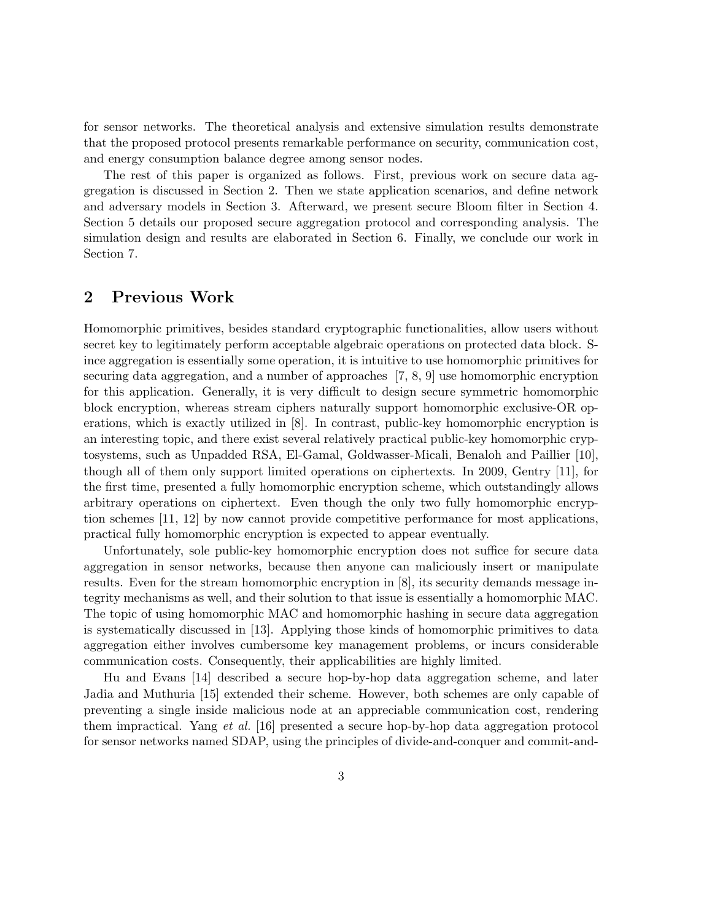for sensor networks. The theoretical analysis and extensive simulation results demonstrate that the proposed protocol presents remarkable performance on security, communication cost, and energy consumption balance degree among sensor nodes.

The rest of this paper is organized as follows. First, previous work on secure data aggregation is discussed in Section 2. Then we state application scenarios, and define network and adversary models in Section 3. Afterward, we present secure Bloom filter in Section 4. Section 5 details our proposed secure aggregation protocol and corresponding analysis. The simulation design and results are elaborated in Section 6. Finally, we conclude our work in Section 7.

## 2 Previous Work

Homomorphic primitives, besides standard cryptographic functionalities, allow users without secret key to legitimately perform acceptable algebraic operations on protected data block. Since aggregation is essentially some operation, it is intuitive to use homomorphic primitives for securing data aggregation, and a number of approaches [7, 8, 9] use homomorphic encryption for this application. Generally, it is very difficult to design secure symmetric homomorphic block encryption, whereas stream ciphers naturally support homomorphic exclusive-OR operations, which is exactly utilized in [8]. In contrast, public-key homomorphic encryption is an interesting topic, and there exist several relatively practical public-key homomorphic cryptosystems, such as Unpadded RSA, El-Gamal, Goldwasser-Micali, Benaloh and Paillier [10], though all of them only support limited operations on ciphertexts. In 2009, Gentry [11], for the first time, presented a fully homomorphic encryption scheme, which outstandingly allows arbitrary operations on ciphertext. Even though the only two fully homomorphic encryption schemes [11, 12] by now cannot provide competitive performance for most applications, practical fully homomorphic encryption is expected to appear eventually.

Unfortunately, sole public-key homomorphic encryption does not suffice for secure data aggregation in sensor networks, because then anyone can maliciously insert or manipulate results. Even for the stream homomorphic encryption in [8], its security demands message integrity mechanisms as well, and their solution to that issue is essentially a homomorphic MAC. The topic of using homomorphic MAC and homomorphic hashing in secure data aggregation is systematically discussed in [13]. Applying those kinds of homomorphic primitives to data aggregation either involves cumbersome key management problems, or incurs considerable communication costs. Consequently, their applicabilities are highly limited.

Hu and Evans [14] described a secure hop-by-hop data aggregation scheme, and later Jadia and Muthuria [15] extended their scheme. However, both schemes are only capable of preventing a single inside malicious node at an appreciable communication cost, rendering them impractical. Yang *et al.* [16] presented a secure hop-by-hop data aggregation protocol for sensor networks named SDAP, using the principles of divide-and-conquer and commit-and-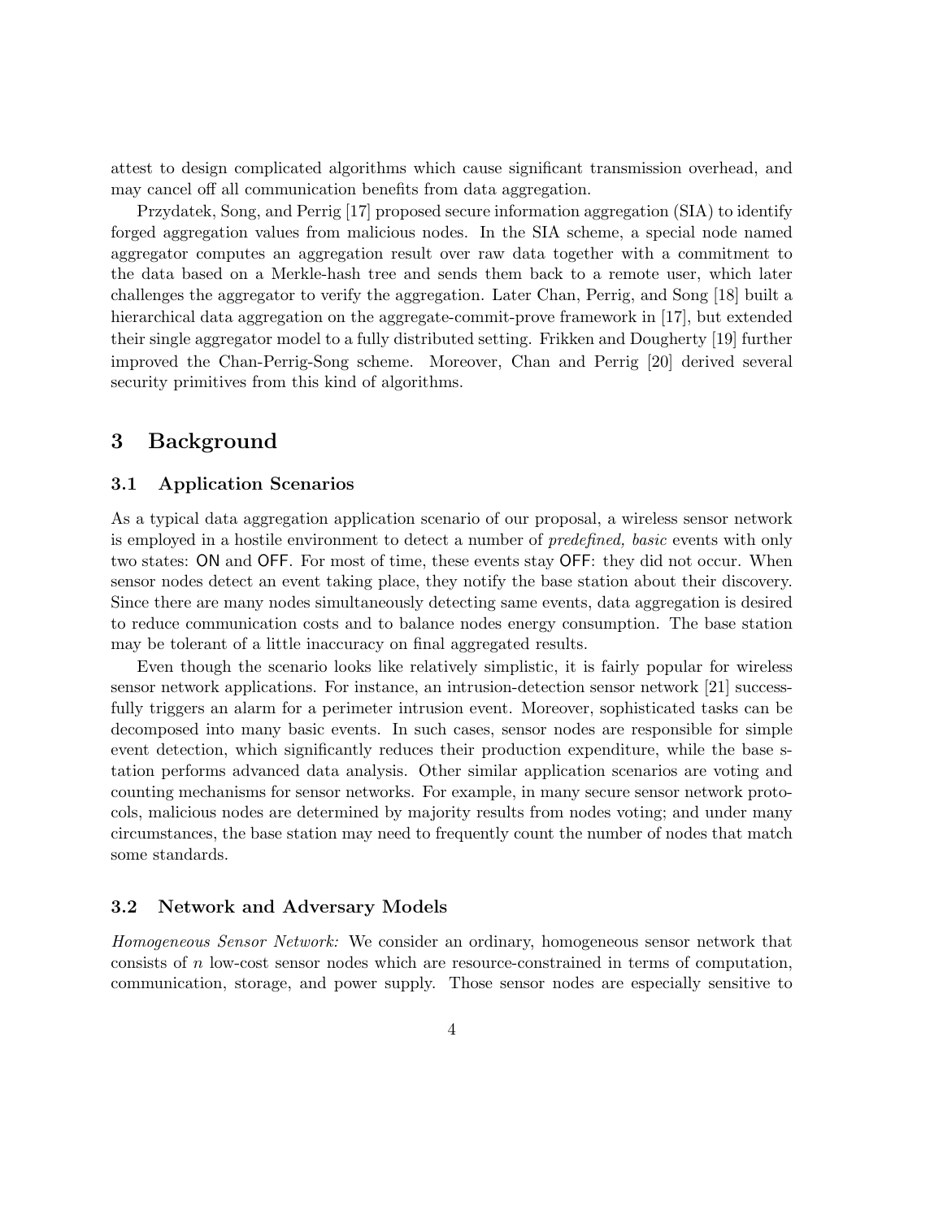attest to design complicated algorithms which cause significant transmission overhead, and may cancel off all communication benefits from data aggregation.

Przydatek, Song, and Perrig [17] proposed secure information aggregation (SIA) to identify forged aggregation values from malicious nodes. In the SIA scheme, a special node named aggregator computes an aggregation result over raw data together with a commitment to the data based on a Merkle-hash tree and sends them back to a remote user, which later challenges the aggregator to verify the aggregation. Later Chan, Perrig, and Song [18] built a hierarchical data aggregation on the aggregate-commit-prove framework in [17], but extended their single aggregator model to a fully distributed setting. Frikken and Dougherty [19] further improved the Chan-Perrig-Song scheme. Moreover, Chan and Perrig [20] derived several security primitives from this kind of algorithms.

# 3 Background

## 3.1 Application Scenarios

As a typical data aggregation application scenario of our proposal, a wireless sensor network is employed in a hostile environment to detect a number of *predefined, basic* events with only two states: ON and OFF. For most of time, these events stay OFF: they did not occur. When sensor nodes detect an event taking place, they notify the base station about their discovery. Since there are many nodes simultaneously detecting same events, data aggregation is desired to reduce communication costs and to balance nodes energy consumption. The base station may be tolerant of a little inaccuracy on final aggregated results.

Even though the scenario looks like relatively simplistic, it is fairly popular for wireless sensor network applications. For instance, an intrusion-detection sensor network [21] successfully triggers an alarm for a perimeter intrusion event. Moreover, sophisticated tasks can be decomposed into many basic events. In such cases, sensor nodes are responsible for simple event detection, which significantly reduces their production expenditure, while the base station performs advanced data analysis. Other similar application scenarios are voting and counting mechanisms for sensor networks. For example, in many secure sensor network protocols, malicious nodes are determined by majority results from nodes voting; and under many circumstances, the base station may need to frequently count the number of nodes that match some standards.

## 3.2 Network and Adversary Models

*Homogeneous Sensor Network:* We consider an ordinary, homogeneous sensor network that consists of $n$ low-cost sensor nodes which are resource-constrained in terms of computation, communication, storage, and power supply. Those sensor nodes are especially sensitive to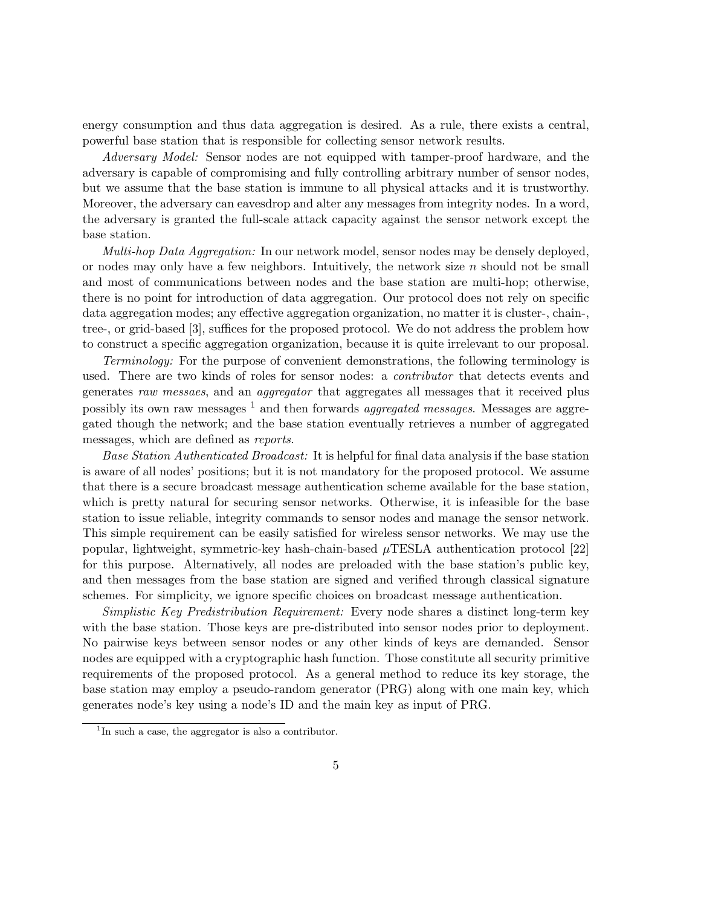energy consumption and thus data aggregation is desired. As a rule, there exists a central, powerful base station that is responsible for collecting sensor network results.

*Adversary Model:* Sensor nodes are not equipped with tamper-proof hardware, and the adversary is capable of compromising and fully controlling arbitrary number of sensor nodes, but we assume that the base station is immune to all physical attacks and it is trustworthy. Moreover, the adversary can eavesdrop and alter any messages from integrity nodes. In a word, the adversary is granted the full-scale attack capacity against the sensor network except the base station.

*Multi-hop Data Aggregation:* In our network model, sensor nodes may be densely deployed, or nodes may only have a few neighbors. Intuitively, the network size $n$ should not be small and most of communications between nodes and the base station are multi-hop; otherwise, there is no point for introduction of data aggregation. Our protocol does not rely on specific data aggregation modes; any effective aggregation organization, no matter it is cluster-, chain-, tree-, or grid-based [3], suffices for the proposed protocol. We do not address the problem how to construct a specific aggregation organization, because it is quite irrelevant to our proposal.

*Terminology:* For the purpose of convenient demonstrations, the following terminology is used. There are two kinds of roles for sensor nodes: a *contributor* that detects events and generates *raw messaes*, and an *aggregator* that aggregates all messages that it received plus possibly its own raw messages [1] and then forwards *aggregated messages*. Messages are aggregated though the network; and the base station eventually retrieves a number of aggregated messages, which are defined as *reports*.

*Base Station Authenticated Broadcast:* It is helpful for final data analysis if the base station is aware of all nodes' positions; but it is not mandatory for the proposed protocol. We assume that there is a secure broadcast message authentication scheme available for the base station, which is pretty natural for securing sensor networks. Otherwise, it is infeasible for the base station to issue reliable, integrity commands to sensor nodes and manage the sensor network. This simple requirement can be easily satisfied for wireless sensor networks. We may use the popular, lightweight, symmetric-key hash-chain-based $\mu$TESLA authentication protocol [22] for this purpose. Alternatively, all nodes are preloaded with the base station's public key, and then messages from the base station are signed and verified through classical signature schemes. For simplicity, we ignore specific choices on broadcast message authentication.

*Simplistic Key Predistribution Requirement:* Every node shares a distinct long-term key with the base station. Those keys are pre-distributed into sensor nodes prior to deployment. No pairwise keys between sensor nodes or any other kinds of keys are demanded. Sensor nodes are equipped with a cryptographic hash function. Those constitute all security primitive requirements of the proposed protocol. As a general method to reduce its key storage, the base station may employ a pseudo-random generator (PRG) along with one main key, which generates node's key using a node's ID and the main key as input of PRG.

[1] In such a case, the aggregator is also a contributor.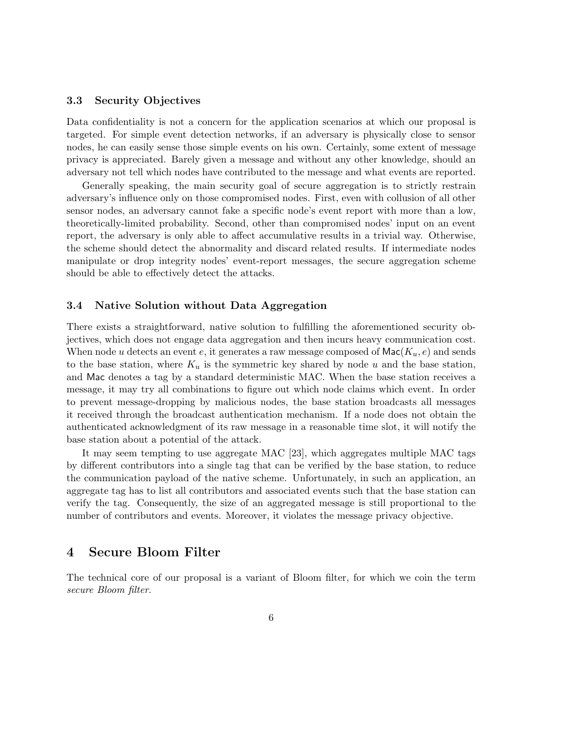### 3.3 Security Objectives

Data confidentiality is not a concern for the application scenarios at which our proposal is targeted. For simple event detection networks, if an adversary is physically close to sensor nodes, he can easily sense those simple events on his own. Certainly, some extent of message privacy is appreciated. Barely given a message and without any other knowledge, should an adversary not tell which nodes have contributed to the message and what events are reported.

Generally speaking, the main security goal of secure aggregation is to strictly restrain adversary's influence only on those compromised nodes. First, even with collusion of all other sensor nodes, an adversary cannot fake a specific node's event report with more than a low, theoretically-limited probability. Second, other than compromised nodes' input on an event report, the adversary is only able to affect accumulative results in a trivial way. Otherwise, the scheme should detect the abnormality and discard related results. If intermediate nodes manipulate or drop integrity nodes' event-report messages, the secure aggregation scheme should be able to effectively detect the attacks.

### 3.4 Native Solution without Data Aggregation

There exists a straightforward, native solution to fulfilling the aforementioned security objectives, which does not engage data aggregation and then incurs heavy communication cost. When node $u$ detects an event $e$, it generates a raw message composed of $\mathsf{Mac}(K_u, e)$ and sends to the base station, where $K_u$ is the symmetric key shared by node $u$ and the base station, and $\mathsf{Mac}$ denotes a tag by a standard deterministic MAC. When the base station receives a message, it may try all combinations to figure out which node claims which event. In order to prevent message-dropping by malicious nodes, the base station broadcasts all messages it received through the broadcast authentication mechanism. If a node does not obtain the authenticated acknowledgment of its raw message in a reasonable time slot, it will notify the base station about a potential of the attack.

It may seem tempting to use aggregate MAC [23], which aggregates multiple MAC tags by different contributors into a single tag that can be verified by the base station, to reduce the communication payload of the native scheme. Unfortunately, in such an application, an aggregate tag has to list all contributors and associated events such that the base station can verify the tag. Consequently, the size of an aggregated message is still proportional to the number of contributors and events. Moreover, it violates the message privacy objective.

## 4 Secure Bloom Filter

The technical core of our proposal is a variant of Bloom filter, for which we coin the term *secure Bloom filter*.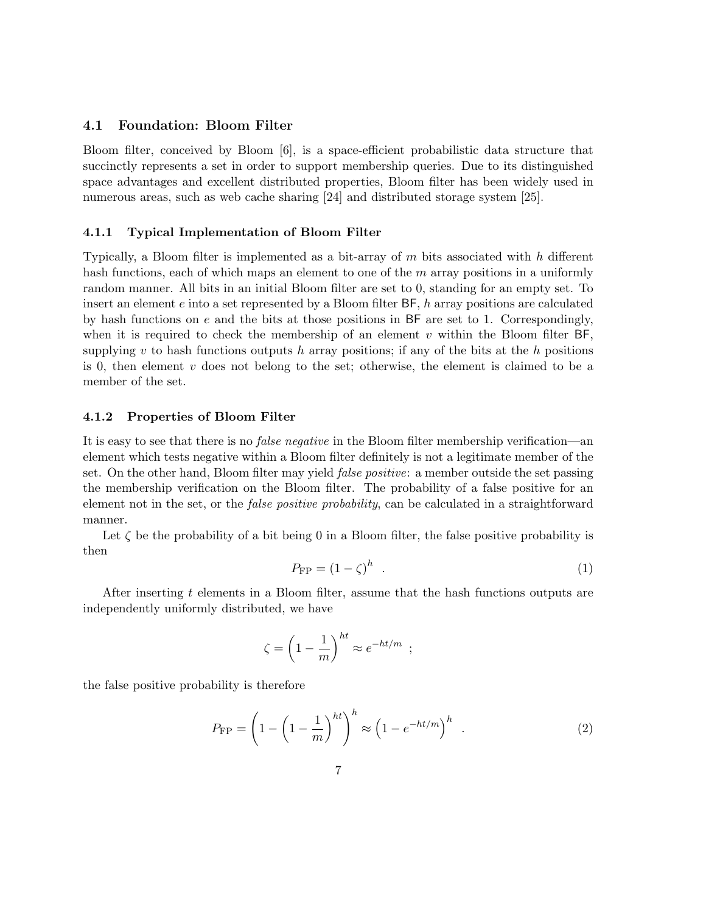### 4.1 Foundation: Bloom Filter

Bloom filter, conceived by Bloom [6], is a space-efficient probabilistic data structure that succinctly represents a set in order to support membership queries. Due to its distinguished space advantages and excellent distributed properties, Bloom filter has been widely used in numerous areas, such as web cache sharing [24] and distributed storage system [25].

#### 4.1.1 Typical Implementation of Bloom Filter

Typically, a Bloom filter is implemented as a bit-array of $m$ bits associated with $h$ different hash functions, each of which maps an element to one of the $m$ array positions in a uniformly random manner. All bits in an initial Bloom filter are set to 0, standing for an empty set. To insert an element $e$ into a set represented by a Bloom filter $\mathsf{BF}$, $h$ array positions are calculated by hash functions on $e$ and the bits at those positions in $\mathsf{BF}$ are set to 1. Correspondingly, when it is required to check the membership of an element $v$ within the Bloom filter $\mathsf{BF}$, supplying $v$ to hash functions outputs $h$ array positions; if any of the bits at the $h$ positions is 0, then element $v$ does not belong to the set; otherwise, the element is claimed to be a member of the set.

#### 4.1.2 Properties of Bloom Filter

It is easy to see that there is no *false negative* in the Bloom filter membership verification—an element which tests negative within a Bloom filter definitely is not a legitimate member of the set. On the other hand, Bloom filter may yield *false positive*: a member outside the set passing the membership verification on the Bloom filter. The probability of a false positive for an element not in the set, or the *false positive probability*, can be calculated in a straightforward manner.

Let $\zeta$ be the probability of a bit being 0 in a Bloom filter, the false positive probability is then

$$P_{\text{FP}} = (1-\zeta)^h \quad . \tag{1}$$

After inserting $t$ elements in a Bloom filter, assume that the hash functions outputs are independently uniformly distributed, we have

$$\zeta = \left(1 - \frac{1}{m}\right)^{ht} \approx e^{-ht/m} \quad ;$$

the false positive probability is therefore

$$P_{\text{FP}} = \left(1 - \left(1 - \frac{1}{m}\right)^{ht}\right)^h \approx \left(1 - e^{-ht/m}\right)^h \quad . \tag{2}$$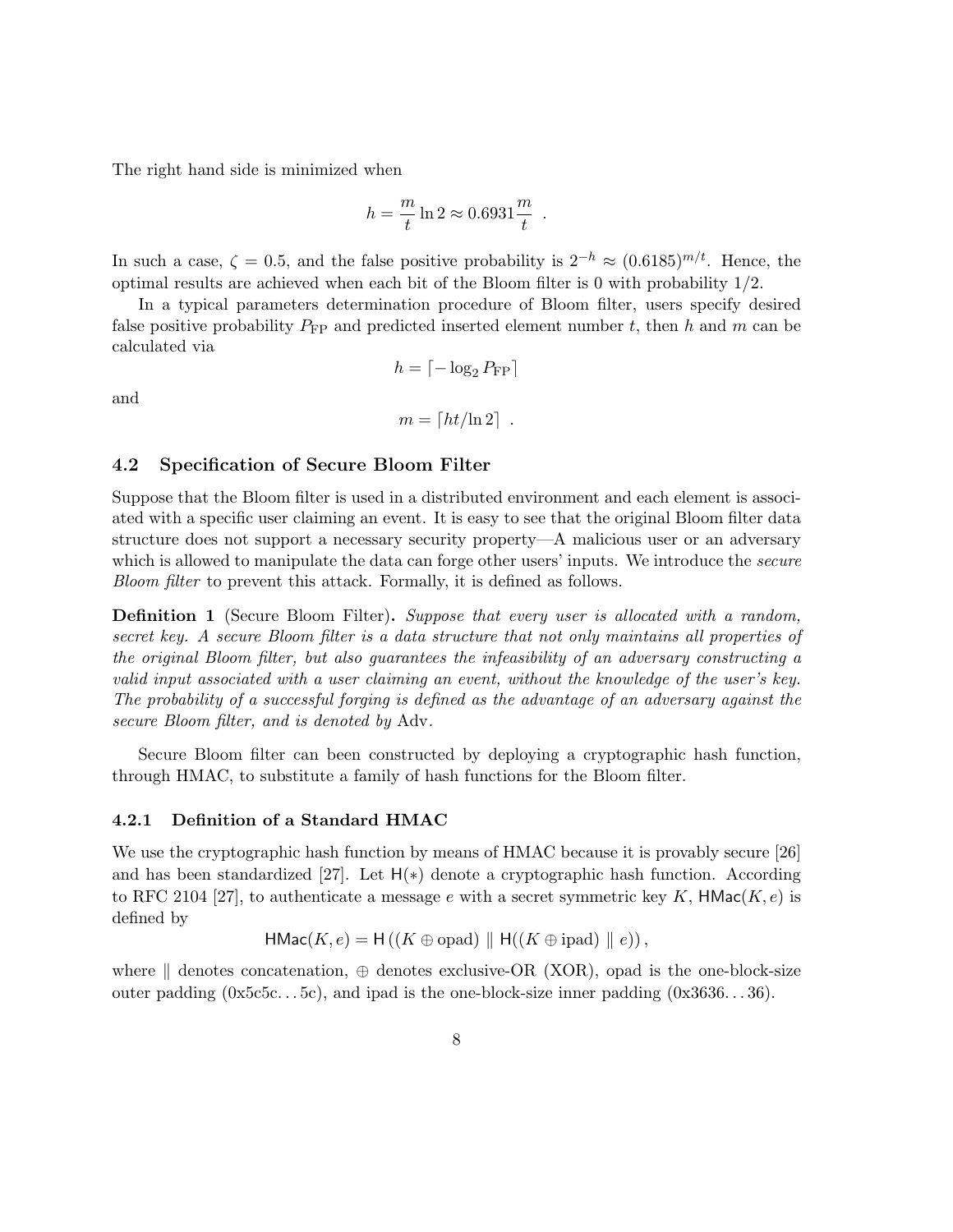The right hand side is minimized when

$$h = \frac{m}{t}\ln 2 \approx 0.6931\frac{m}{t} \ .$$

In such a case, $\zeta = 0.5$, and the false positive probability is $2^{-h} \approx (0.6185)^{m/t}$. Hence, the optimal results are achieved when each bit of the Bloom filter is 0 with probability 1/2.

In a typical parameters determination procedure of Bloom filter, users specify desired false positive probability $P_{\mathrm{FP}}$ and predicted inserted element number $t$, then $h$ and $m$ can be calculated via

$$h = \lceil -\log_2 P_{\mathrm{FP}} \rceil$$

and

$$m = \lceil ht/\ln 2 \rceil \ .$$

## 4.2 Specification of Secure Bloom Filter

Suppose that the Bloom filter is used in a distributed environment and each element is associated with a specific user claiming an event. It is easy to see that the original Bloom filter data structure does not support a necessary security property—A malicious user or an adversary which is allowed to manipulate the data can forge other users' inputs. We introduce the *secure Bloom filter* to prevent this attack. Formally, it is defined as follows.

**Definition 1** (Secure Bloom Filter). *Suppose that every user is allocated with a random, secret key. A secure Bloom filter is a data structure that not only maintains all properties of the original Bloom filter, but also guarantees the infeasibility of an adversary constructing a valid input associated with a user claiming an event, without the knowledge of the user's key. The probability of a successful forging is defined as the advantage of an adversary against the secure Bloom filter, and is denoted by* Adv.

Secure Bloom filter can been constructed by deploying a cryptographic hash function, through HMAC, to substitute a family of hash functions for the Bloom filter.

### 4.2.1 Definition of a Standard HMAC

We use the cryptographic hash function by means of HMAC because it is provably secure [26] and has been standardized [27]. Let $\mathsf{H}(*)$ denote a cryptographic hash function. According to RFC 2104 [27], to authenticate a message $e$ with a secret symmetric key $K$, $\mathsf{HMac}(K, e)$ is defined by

$$\mathsf{HMac}(K, e) = \mathsf{H}\left((K \oplus \mathrm{opad}) \parallel \mathsf{H}((K \oplus \mathrm{ipad}) \parallel e)\right),$$

where $\parallel$ denotes concatenation, $\oplus$ denotes exclusive-OR (XOR), opad is the one-block-size outer padding (0x5c5c. . . 5c), and ipad is the one-block-size inner padding (0x3636. . . 36).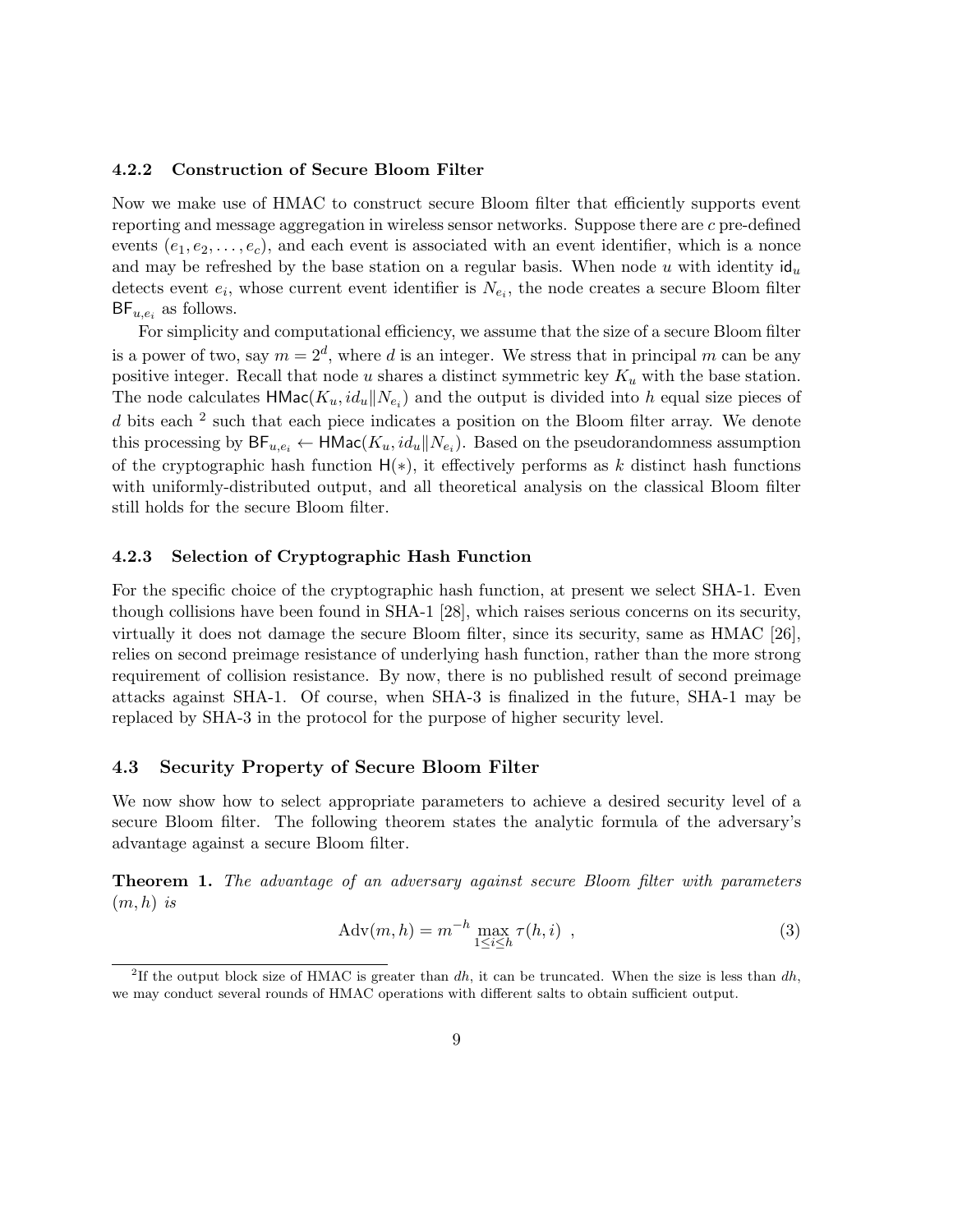### 4.2.2 Construction of Secure Bloom Filter

Now we make use of HMAC to construct secure Bloom filter that efficiently supports event reporting and message aggregation in wireless sensor networks. Suppose there are $c$ pre-defined events $(e_1, e_2, \ldots, e_c)$, and each event is associated with an event identifier, which is a nonce and may be refreshed by the base station on a regular basis. When node $u$ with identity $\mathsf{id}_u$ detects event $e_i$, whose current event identifier is $N_{e_i}$, the node creates a secure Bloom filter $\mathsf{BF}_{u,e_i}$ as follows.

For simplicity and computational efficiency, we assume that the size of a secure Bloom filter is a power of two, say $m = 2^d$, where $d$ is an integer. We stress that in principal $m$ can be any positive integer. Recall that node $u$ shares a distinct symmetric key $K_u$ with the base station. The node calculates $\mathsf{HMac}(K_u, id_u \| N_{e_i})$ and the output is divided into $h$ equal size pieces of $d$ bits each [2] such that each piece indicates a position on the Bloom filter array. We denote this processing by $\mathsf{BF}_{u,e_i} \leftarrow \mathsf{HMac}(K_u, id_u \| N_{e_i})$. Based on the pseudorandomness assumption of the cryptographic hash function $\mathsf{H}(*)$, it effectively performs as $k$ distinct hash functions with uniformly-distributed output, and all theoretical analysis on the classical Bloom filter still holds for the secure Bloom filter.

### 4.2.3 Selection of Cryptographic Hash Function

For the specific choice of the cryptographic hash function, at present we select SHA-1. Even though collisions have been found in SHA-1 [28], which raises serious concerns on its security, virtually it does not damage the secure Bloom filter, since its security, same as HMAC [26], relies on second preimage resistance of underlying hash function, rather than the more strong requirement of collision resistance. By now, there is no published result of second preimage attacks against SHA-1. Of course, when SHA-3 is finalized in the future, SHA-1 may be replaced by SHA-3 in the protocol for the purpose of higher security level.

## 4.3 Security Property of Secure Bloom Filter

We now show how to select appropriate parameters to achieve a desired security level of a secure Bloom filter. The following theorem states the analytic formula of the adversary's advantage against a secure Bloom filter.

**Theorem 1.** *The advantage of an adversary against secure Bloom filter with parameters $(m, h)$ is*

$$\mathrm{Adv}(m, h) = m^{-h} \max_{1 \le i \le h} \tau(h, i) \ , \tag{3}$$

[2] If the output block size of HMAC is greater than $dh$, it can be truncated. When the size is less than $dh$, we may conduct several rounds of HMAC operations with different salts to obtain sufficient output.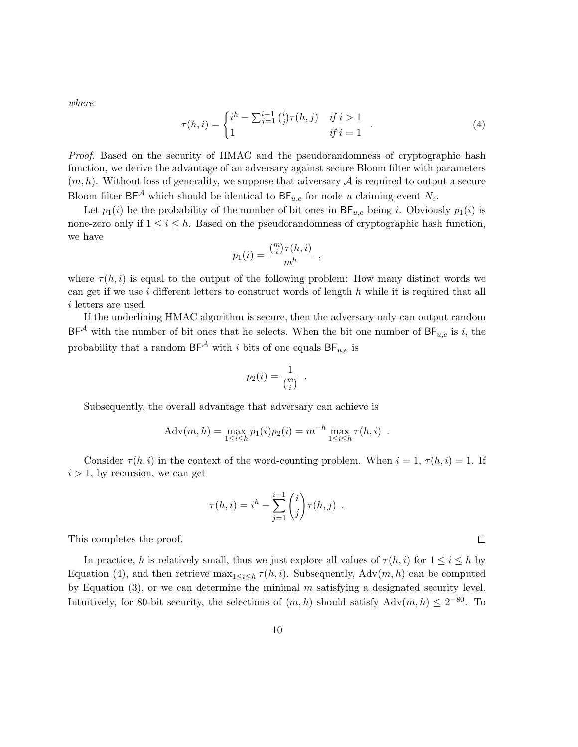*where*

$$\tau(h,i) = \begin{cases} i^h - \sum_{j=1}^{i-1} \binom{i}{j} \tau(h,j) & \text{if } i > 1 \\ 1 & \text{if } i = 1 \end{cases} \quad . \tag{4}$$

*Proof.* Based on the security of HMAC and the pseudorandomness of cryptographic hash function, we derive the advantage of an adversary against secure Bloom filter with parameters $(m, h)$. Without loss of generality, we suppose that adversary $\mathcal{A}$ is required to output a secure Bloom filter $\mathsf{BF}^{\mathcal{A}}$ which should be identical to $\mathsf{BF}_{u,e}$ for node $u$ claiming event $N_e$.

Let $p_1(i)$ be the probability of the number of bit ones in $\mathsf{BF}_{u,e}$ being $i$. Obviously $p_1(i)$ is none-zero only if $1 \le i \le h$. Based on the pseudorandomness of cryptographic hash function, we have

$$p_1(i) = \frac{\binom{m}{i}\tau(h,i)}{m^h} \ ,$$

where $\tau(h,i)$ is equal to the output of the following problem: How many distinct words we can get if we use $i$ different letters to construct words of length $h$ while it is required that all $i$ letters are used.

If the underlining HMAC algorithm is secure, then the adversary only can output random $\mathsf{BF}^{\mathcal{A}}$ with the number of bit ones that he selects. When the bit one number of $\mathsf{BF}_{u,e}$ is $i$, the probability that a random $\mathsf{BF}^{\mathcal{A}}$ with $i$ bits of one equals $\mathsf{BF}_{u,e}$ is

$$p_2(i) = \frac{1}{\binom{m}{i}} \ .$$

Subsequently, the overall advantage that adversary can achieve is

$$\mathrm{Adv}(m,h) = \max_{1 \le i \le h} p_1(i)p_2(i) = m^{-h} \max_{1 \le i \le h} \tau(h,i) \ .$$

Consider $\tau(h,i)$ in the context of the word-counting problem. When $i = 1$, $\tau(h,i) = 1$. If $i > 1$, by recursion, we can get

$$\tau(h,i) = i^h - \sum_{j=1}^{i-1} \binom{i}{j} \tau(h,j) \ .$$

This completes the proof. □

In practice, $h$ is relatively small, thus we just explore all values of $\tau(h,i)$ for $1 \le i \le h$ by Equation (4), and then retrieve $\max_{1 \le i \le h} \tau(h,i)$. Subsequently, $\mathrm{Adv}(m,h)$ can be computed by Equation (3), or we can determine the minimal $m$ satisfying a designated security level. Intuitively, for 80-bit security, the selections of $(m,h)$ should satisfy $\mathrm{Adv}(m,h) \le 2^{-80}$. To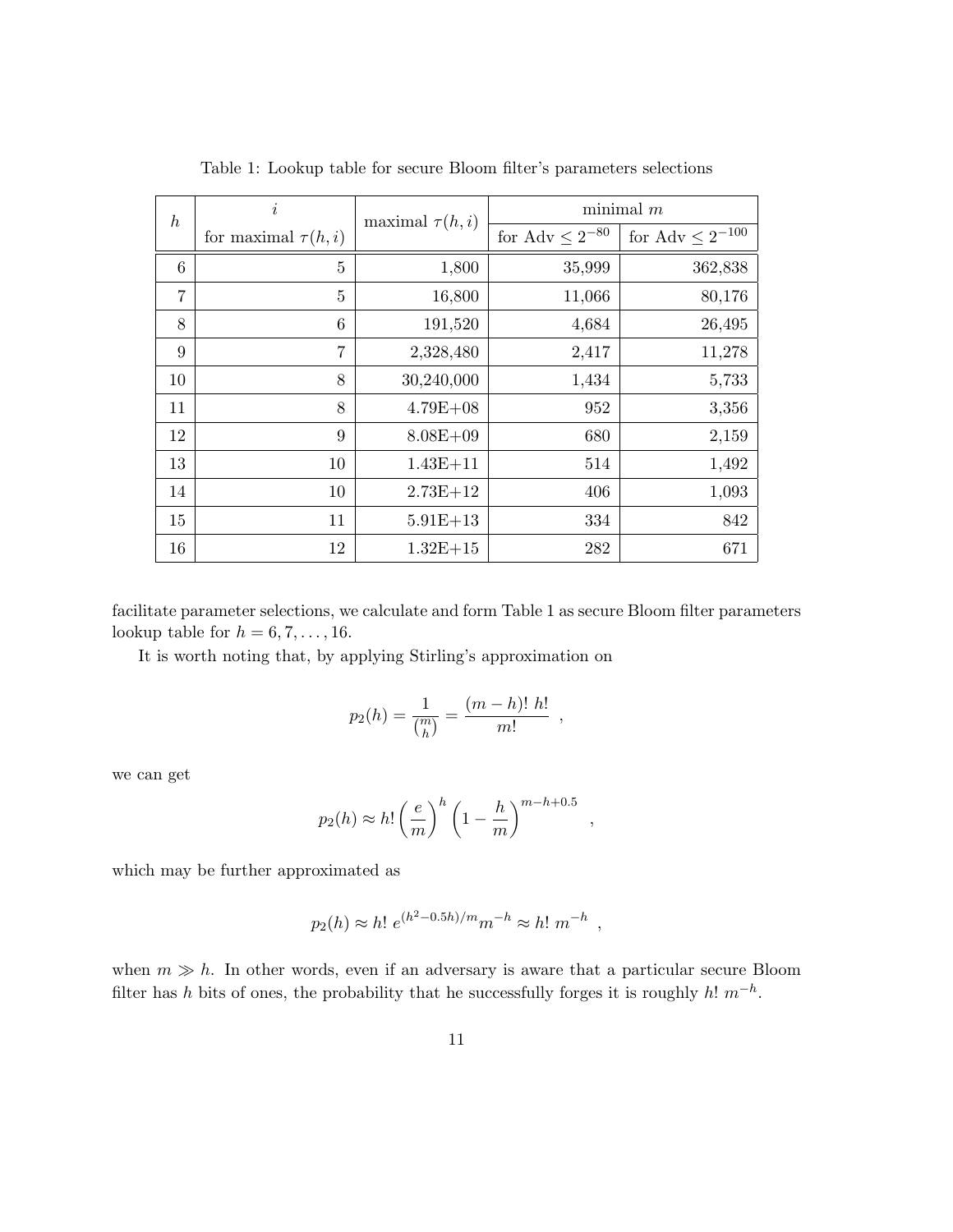Table 1: Lookup table for secure Bloom filter's parameters selections

| $h$ | $i$ for maximal $\tau(h,i)$ | maximal $\tau(h,i)$ | minimal $m$ for Adv $\le 2^{-80}$ | minimal $m$ for Adv $\le 2^{-100}$ |
|---|---|---|---|---|
| 6 | 5 | 1,800 | 35,999 | 362,838 |
| 7 | 5 | 16,800 | 11,066 | 80,176 |
| 8 | 6 | 191,520 | 4,684 | 26,495 |
| 9 | 7 | 2,328,480 | 2,417 | 11,278 |
| 10 | 8 | 30,240,000 | 1,434 | 5,733 |
| 11 | 8 | 4.79E+08 | 952 | 3,356 |
| 12 | 9 | 8.08E+09 | 680 | 2,159 |
| 13 | 10 | 1.43E+11 | 514 | 1,492 |
| 14 | 10 | 2.73E+12 | 406 | 1,093 |
| 15 | 11 | 5.91E+13 | 334 | 842 |
| 16 | 12 | 1.32E+15 | 282 | 671 |

facilitate parameter selections, we calculate and form Table 1 as secure Bloom filter parameters lookup table for $h = 6, 7, \ldots, 16$.

It is worth noting that, by applying Stirling's approximation on

$$p_2(h) = \frac{1}{\binom{m}{h}} = \frac{(m-h)!\ h!}{m!} \ ,$$

we can get

$$p_2(h) \approx h! \left(\frac{e}{m}\right)^h \left(1 - \frac{h}{m}\right)^{m-h+0.5} \ ,$$

which may be further approximated as

$$p_2(h) \approx h!\ e^{(h^2-0.5h)/m} m^{-h} \approx h!\ m^{-h} \ ,$$

when $m \gg h$. In other words, even if an adversary is aware that a particular secure Bloom filter has $h$ bits of ones, the probability that he successfully forges it is roughly $h!\ m^{-h}$.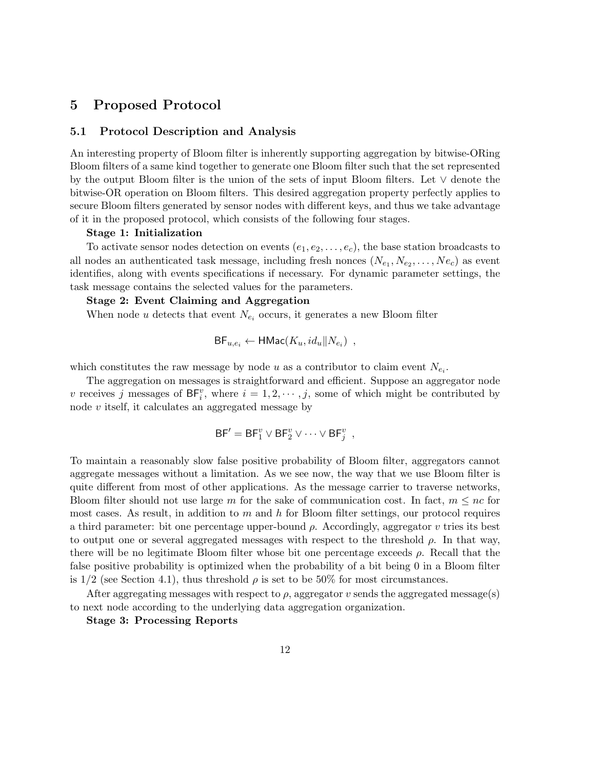## 5 Proposed Protocol

### 5.1 Protocol Description and Analysis

An interesting property of Bloom filter is inherently supporting aggregation by bitwise-ORing Bloom filters of a same kind together to generate one Bloom filter such that the set represented by the output Bloom filter is the union of the sets of input Bloom filters. Let $\vee$ denote the bitwise-OR operation on Bloom filters. This desired aggregation property perfectly applies to secure Bloom filters generated by sensor nodes with different keys, and thus we take advantage of it in the proposed protocol, which consists of the following four stages.

**Stage 1: Initialization**

To activate sensor nodes detection on events $(e_1, e_2, \ldots, e_c)$, the base station broadcasts to all nodes an authenticated task message, including fresh nonces $(N_{e_1}, N_{e_2}, \ldots, Ne_c)$ as event identifies, along with events specifications if necessary. For dynamic parameter settings, the task message contains the selected values for the parameters.

**Stage 2: Event Claiming and Aggregation**

When node $u$ detects that event $N_{e_i}$ occurs, it generates a new Bloom filter

$$\mathsf{BF}_{u,e_i} \leftarrow \mathsf{HMac}(K_u, id_u \| N_{e_i}) \ ,$$

which constitutes the raw message by node $u$ as a contributor to claim event $N_{e_i}$.

The aggregation on messages is straightforward and efficient. Suppose an aggregator node $v$ receives $j$ messages of $\mathsf{BF}_i^v$, where $i = 1, 2, \cdots, j$, some of which might be contributed by node $v$ itself, it calculates an aggregated message by

$$\mathsf{BF}' = \mathsf{BF}_1^v \vee \mathsf{BF}_2^v \vee \cdots \vee \mathsf{BF}_j^v \ ,$$

To maintain a reasonably slow false positive probability of Bloom filter, aggregators cannot aggregate messages without a limitation. As we see now, the way that we use Bloom filter is quite different from most of other applications. As the message carrier to traverse networks, Bloom filter should not use large $m$ for the sake of communication cost. In fact, $m \leq nc$ for most cases. As result, in addition to $m$ and $h$ for Bloom filter settings, our protocol requires a third parameter: bit one percentage upper-bound $\rho$. Accordingly, aggregator $v$ tries its best to output one or several aggregated messages with respect to the threshold $\rho$. In that way, there will be no legitimate Bloom filter whose bit one percentage exceeds $\rho$. Recall that the false positive probability is optimized when the probability of a bit being 0 in a Bloom filter is 1/2 (see Section 4.1), thus threshold $\rho$ is set to be 50% for most circumstances.

After aggregating messages with respect to $\rho$, aggregator $v$ sends the aggregated message(s) to next node according to the underlying data aggregation organization.

**Stage 3: Processing Reports**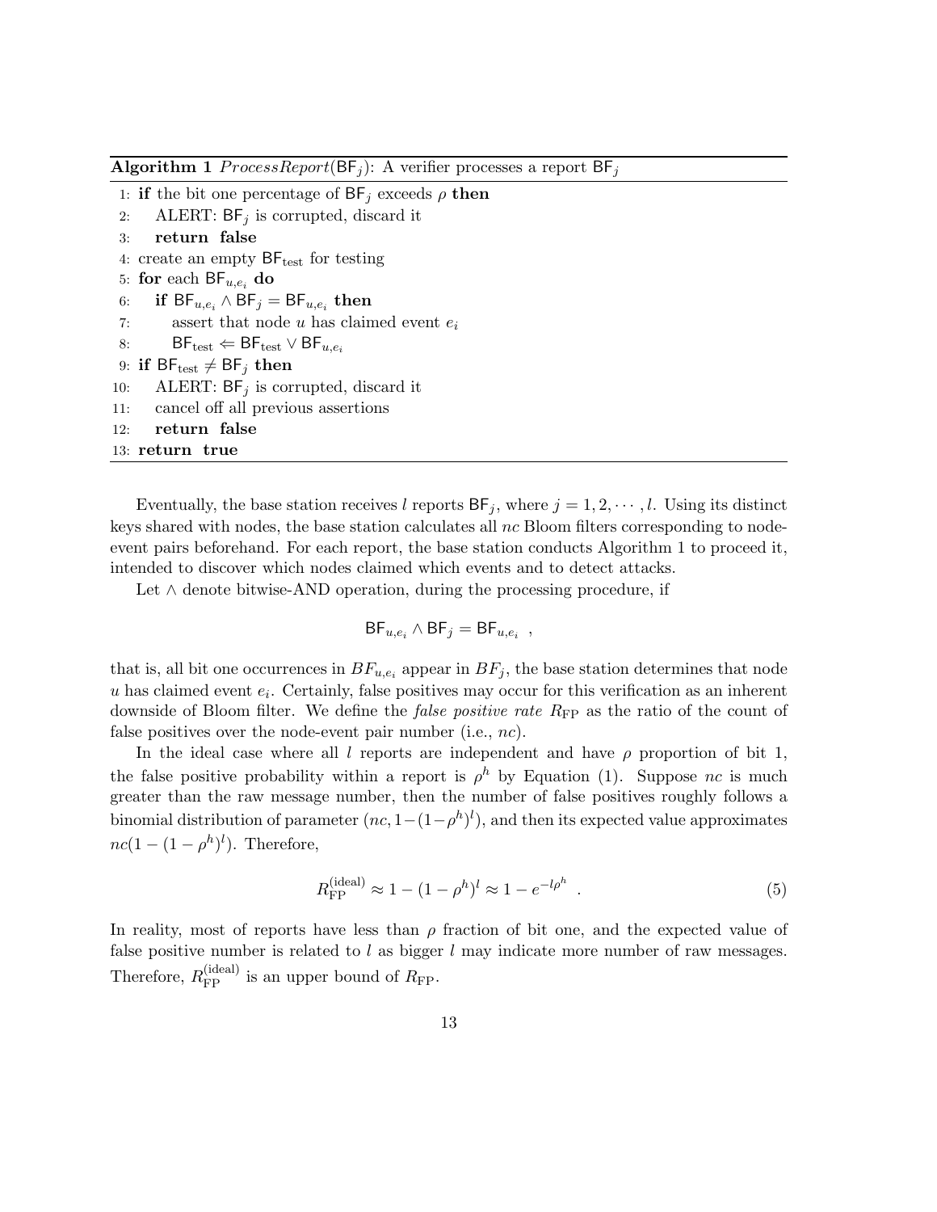**Algorithm 1** $ProcessReport(\mathsf{BF}_j)$: A verifier processes a report $\mathsf{BF}_j$

```
1:  if the bit one percentage of BF_j exceeds ρ then
2:      ALERT: BF_j is corrupted, discard it
3:      return false
4:  create an empty BF_test for testing
5:  for each BF_{u,e_i} do
6:      if BF_{u,e_i} ∧ BF_j = BF_{u,e_i} then
7:          assert that node u has claimed event e_i
8:          BF_test ⇐ BF_test ∨ BF_{u,e_i}
9:  if BF_test ≠ BF_j then
10:     ALERT: BF_j is corrupted, discard it
11:     cancel off all previous assertions
12:     return false
13: return true
```

Eventually, the base station receives $l$ reports $\mathsf{BF}_j$, where $j = 1, 2, \cdots, l$. Using its distinct keys shared with nodes, the base station calculates all $nc$ Bloom filters corresponding to node-event pairs beforehand. For each report, the base station conducts Algorithm 1 to proceed it, intended to discover which nodes claimed which events and to detect attacks.

Let $\wedge$ denote bitwise-AND operation, during the processing procedure, if

$$\mathsf{BF}_{u,e_i} \wedge \mathsf{BF}_j = \mathsf{BF}_{u,e_i} \ ,$$

that is, all bit one occurrences in $BF_{u,e_i}$ appear in $BF_j$, the base station determines that node $u$ has claimed event $e_i$. Certainly, false positives may occur for this verification as an inherent downside of Bloom filter. We define the *false positive rate* $R_{\text{FP}}$ as the ratio of the count of false positives over the node-event pair number (i.e., $nc$).

In the ideal case where all $l$ reports are independent and have $\rho$ proportion of bit 1, the false positive probability within a report is $\rho^h$ by Equation (1). Suppose $nc$ is much greater than the raw message number, then the number of false positives roughly follows a binomial distribution of parameter $(nc, 1-(1-\rho^h)^l)$, and then its expected value approximates $nc(1-(1-\rho^h)^l)$. Therefore,

$$R_{\text{FP}}^{(\text{ideal})} \approx 1 - (1-\rho^h)^l \approx 1 - e^{-l\rho^h} \ . \tag{5}$$

In reality, most of reports have less than $\rho$ fraction of bit one, and the expected value of false positive number is related to $l$ as bigger $l$ may indicate more number of raw messages. Therefore, $R_{\text{FP}}^{(\text{ideal})}$ is an upper bound of $R_{\text{FP}}$.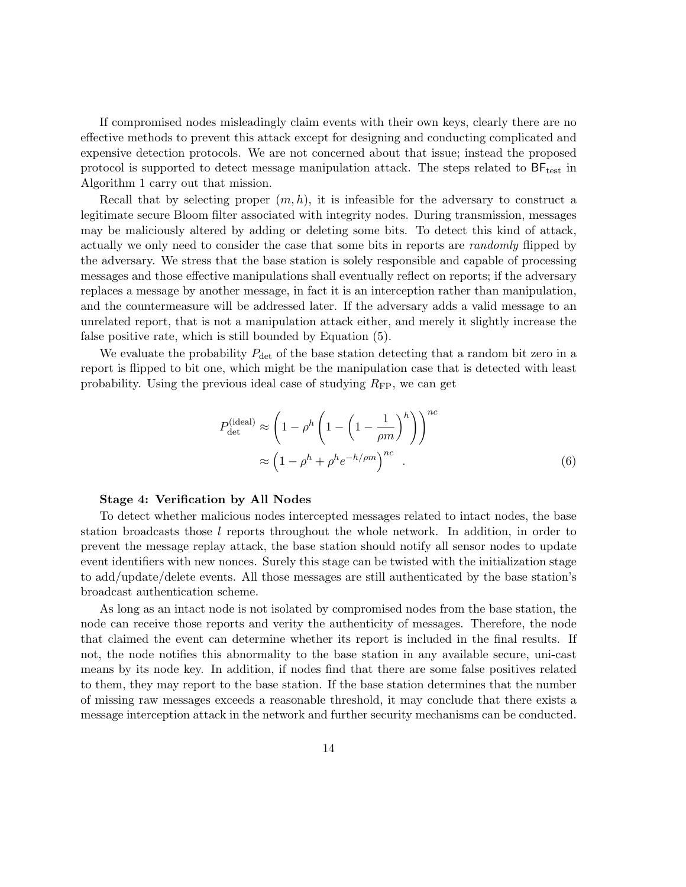If compromised nodes misleadingly claim events with their own keys, clearly there are no effective methods to prevent this attack except for designing and conducting complicated and expensive detection protocols. We are not concerned about that issue; instead the proposed protocol is supported to detect message manipulation attack. The steps related to $\mathsf{BF}_{\text{test}}$ in Algorithm 1 carry out that mission.

Recall that by selecting proper $(m, h)$, it is infeasible for the adversary to construct a legitimate secure Bloom filter associated with integrity nodes. During transmission, messages may be maliciously altered by adding or deleting some bits. To detect this kind of attack, actually we only need to consider the case that some bits in reports are *randomly* flipped by the adversary. We stress that the base station is solely responsible and capable of processing messages and those effective manipulations shall eventually reflect on reports; if the adversary replaces a message by another message, in fact it is an interception rather than manipulation, and the countermeasure will be addressed later. If the adversary adds a valid message to an unrelated report, that is not a manipulation attack either, and merely it slightly increase the false positive rate, which is still bounded by Equation (5).

We evaluate the probability $P_{\text{det}}$ of the base station detecting that a random bit zero in a report is flipped to bit one, which might be the manipulation case that is detected with least probability. Using the previous ideal case of studying $R_{\text{FP}}$, we can get

$$
\begin{aligned}
P_{\text{det}}^{(\text{ideal})} &\approx \left(1 - \rho^h \left(1 - \left(1 - \frac{1}{\rho m}\right)^h\right)\right)^{nc} \\
&\approx \left(1 - \rho^h + \rho^h e^{-h/\rho m}\right)^{nc} \quad . \qquad (6)
\end{aligned}
$$

**Stage 4: Verification by All Nodes**

To detect whether malicious nodes intercepted messages related to intact nodes, the base station broadcasts those $l$ reports throughout the whole network. In addition, in order to prevent the message replay attack, the base station should notify all sensor nodes to update event identifiers with new nonces. Surely this stage can be twisted with the initialization stage to add/update/delete events. All those messages are still authenticated by the base station's broadcast authentication scheme.

As long as an intact node is not isolated by compromised nodes from the base station, the node can receive those reports and verity the authenticity of messages. Therefore, the node that claimed the event can determine whether its report is included in the final results. If not, the node notifies this abnormality to the base station in any available secure, uni-cast means by its node key. In addition, if nodes find that there are some false positives related to them, they may report to the base station. If the base station determines that the number of missing raw messages exceeds a reasonable threshold, it may conclude that there exists a message interception attack in the network and further security mechanisms can be conducted.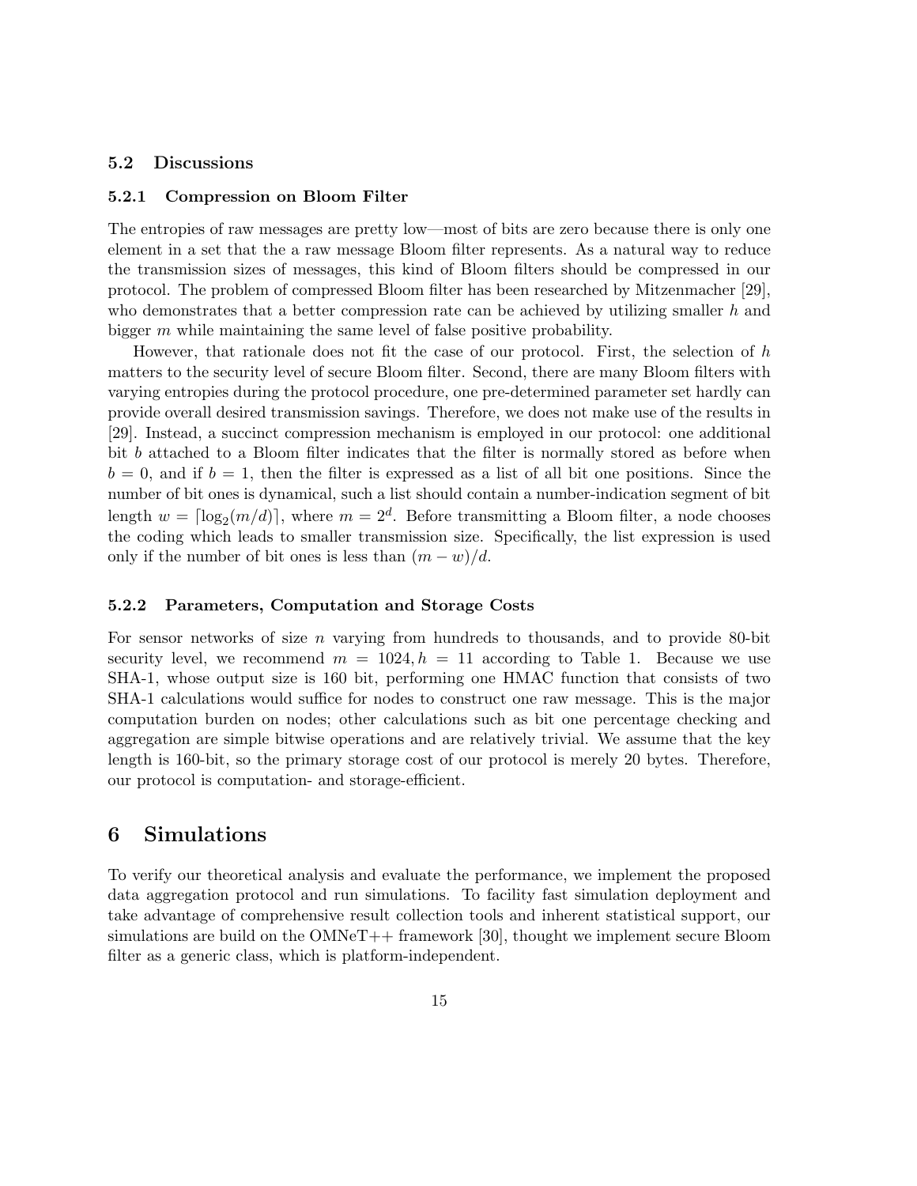### 5.2 Discussions

#### 5.2.1 Compression on Bloom Filter

The entropies of raw messages are pretty low—most of bits are zero because there is only one element in a set that the a raw message Bloom filter represents. As a natural way to reduce the transmission sizes of messages, this kind of Bloom filters should be compressed in our protocol. The problem of compressed Bloom filter has been researched by Mitzenmacher [29], who demonstrates that a better compression rate can be achieved by utilizing smaller $h$ and bigger $m$ while maintaining the same level of false positive probability.

However, that rationale does not fit the case of our protocol. First, the selection of $h$ matters to the security level of secure Bloom filter. Second, there are many Bloom filters with varying entropies during the protocol procedure, one pre-determined parameter set hardly can provide overall desired transmission savings. Therefore, we does not make use of the results in [29]. Instead, a succinct compression mechanism is employed in our protocol: one additional bit $b$ attached to a Bloom filter indicates that the filter is normally stored as before when $b = 0$, and if $b = 1$, then the filter is expressed as a list of all bit one positions. Since the number of bit ones is dynamical, such a list should contain a number-indication segment of bit length $w = \lceil \log_2(m/d) \rceil$, where $m = 2^d$. Before transmitting a Bloom filter, a node chooses the coding which leads to smaller transmission size. Specifically, the list expression is used only if the number of bit ones is less than $(m - w)/d$.

#### 5.2.2 Parameters, Computation and Storage Costs

For sensor networks of size $n$ varying from hundreds to thousands, and to provide 80-bit security level, we recommend $m = 1024, h = 11$ according to Table 1. Because we use SHA-1, whose output size is 160 bit, performing one HMAC function that consists of two SHA-1 calculations would suffice for nodes to construct one raw message. This is the major computation burden on nodes; other calculations such as bit one percentage checking and aggregation are simple bitwise operations and are relatively trivial. We assume that the key length is 160-bit, so the primary storage cost of our protocol is merely 20 bytes. Therefore, our protocol is computation- and storage-efficient.

## 6 Simulations

To verify our theoretical analysis and evaluate the performance, we implement the proposed data aggregation protocol and run simulations. To facility fast simulation deployment and take advantage of comprehensive result collection tools and inherent statistical support, our simulations are build on the OMNeT++ framework [30], thought we implement secure Bloom filter as a generic class, which is platform-independent.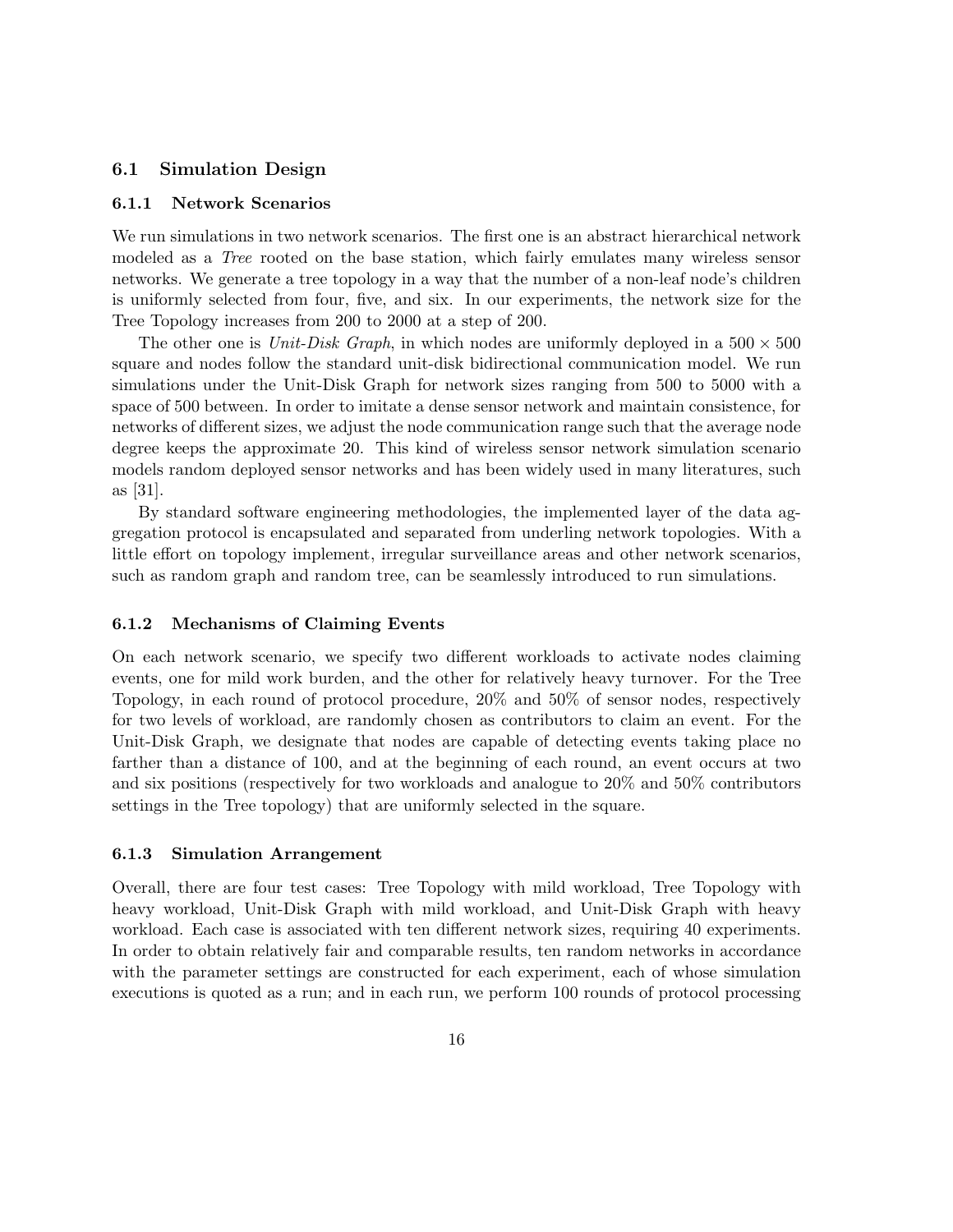### 6.1 Simulation Design

#### 6.1.1 Network Scenarios

We run simulations in two network scenarios. The first one is an abstract hierarchical network modeled as a *Tree* rooted on the base station, which fairly emulates many wireless sensor networks. We generate a tree topology in a way that the number of a non-leaf node's children is uniformly selected from four, five, and six. In our experiments, the network size for the Tree Topology increases from 200 to 2000 at a step of 200.

The other one is *Unit-Disk Graph*, in which nodes are uniformly deployed in a $500 \times 500$ square and nodes follow the standard unit-disk bidirectional communication model. We run simulations under the Unit-Disk Graph for network sizes ranging from 500 to 5000 with a space of 500 between. In order to imitate a dense sensor network and maintain consistence, for networks of different sizes, we adjust the node communication range such that the average node degree keeps the approximate 20. This kind of wireless sensor network simulation scenario models random deployed sensor networks and has been widely used in many literatures, such as [31].

By standard software engineering methodologies, the implemented layer of the data aggregation protocol is encapsulated and separated from underling network topologies. With a little effort on topology implement, irregular surveillance areas and other network scenarios, such as random graph and random tree, can be seamlessly introduced to run simulations.

#### 6.1.2 Mechanisms of Claiming Events

On each network scenario, we specify two different workloads to activate nodes claiming events, one for mild work burden, and the other for relatively heavy turnover. For the Tree Topology, in each round of protocol procedure, 20% and 50% of sensor nodes, respectively for two levels of workload, are randomly chosen as contributors to claim an event. For the Unit-Disk Graph, we designate that nodes are capable of detecting events taking place no farther than a distance of 100, and at the beginning of each round, an event occurs at two and six positions (respectively for two workloads and analogue to 20% and 50% contributors settings in the Tree topology) that are uniformly selected in the square.

#### 6.1.3 Simulation Arrangement

Overall, there are four test cases: Tree Topology with mild workload, Tree Topology with heavy workload, Unit-Disk Graph with mild workload, and Unit-Disk Graph with heavy workload. Each case is associated with ten different network sizes, requiring 40 experiments. In order to obtain relatively fair and comparable results, ten random networks in accordance with the parameter settings are constructed for each experiment, each of whose simulation executions is quoted as a run; and in each run, we perform 100 rounds of protocol processing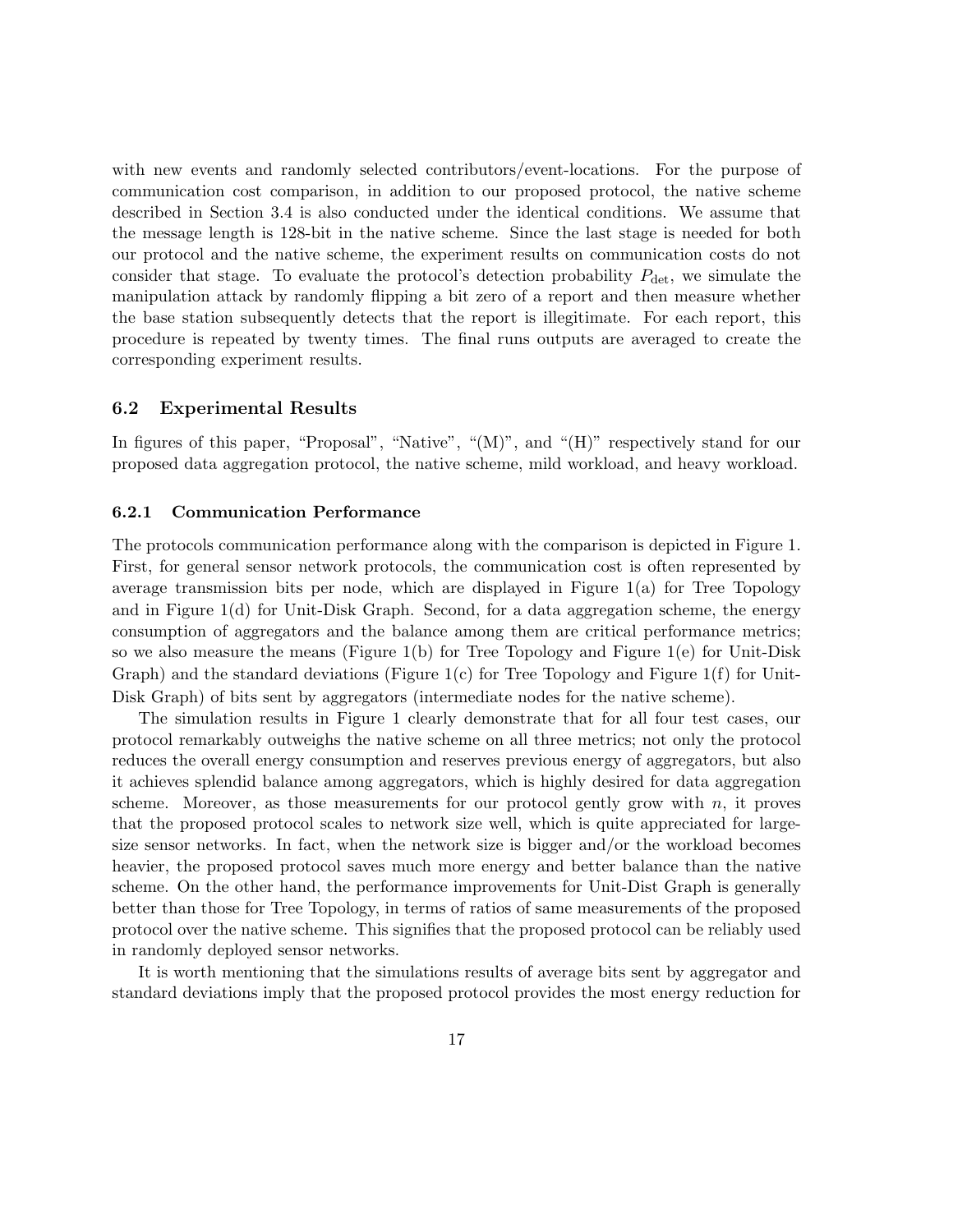with new events and randomly selected contributors/event-locations. For the purpose of communication cost comparison, in addition to our proposed protocol, the native scheme described in Section 3.4 is also conducted under the identical conditions. We assume that the message length is 128-bit in the native scheme. Since the last stage is needed for both our protocol and the native scheme, the experiment results on communication costs do not consider that stage. To evaluate the protocol's detection probability $P_{\text{det}}$, we simulate the manipulation attack by randomly flipping a bit zero of a report and then measure whether the base station subsequently detects that the report is illegitimate. For each report, this procedure is repeated by twenty times. The final runs outputs are averaged to create the corresponding experiment results.

### 6.2 Experimental Results

In figures of this paper, "Proposal", "Native", "(M)", and "(H)" respectively stand for our proposed data aggregation protocol, the native scheme, mild workload, and heavy workload.

#### 6.2.1 Communication Performance

The protocols communication performance along with the comparison is depicted in Figure 1. First, for general sensor network protocols, the communication cost is often represented by average transmission bits per node, which are displayed in Figure 1(a) for Tree Topology and in Figure 1(d) for Unit-Disk Graph. Second, for a data aggregation scheme, the energy consumption of aggregators and the balance among them are critical performance metrics; so we also measure the means (Figure 1(b) for Tree Topology and Figure 1(e) for Unit-Disk Graph) and the standard deviations (Figure 1(c) for Tree Topology and Figure 1(f) for Unit-Disk Graph) of bits sent by aggregators (intermediate nodes for the native scheme).

The simulation results in Figure 1 clearly demonstrate that for all four test cases, our protocol remarkably outweighs the native scheme on all three metrics; not only the protocol reduces the overall energy consumption and reserves previous energy of aggregators, but also it achieves splendid balance among aggregators, which is highly desired for data aggregation scheme. Moreover, as those measurements for our protocol gently grow with $n$, it proves that the proposed protocol scales to network size well, which is quite appreciated for large-size sensor networks. In fact, when the network size is bigger and/or the workload becomes heavier, the proposed protocol saves much more energy and better balance than the native scheme. On the other hand, the performance improvements for Unit-Dist Graph is generally better than those for Tree Topology, in terms of ratios of same measurements of the proposed protocol over the native scheme. This signifies that the proposed protocol can be reliably used in randomly deployed sensor networks.

It is worth mentioning that the simulations results of average bits sent by aggregator and standard deviations imply that the proposed protocol provides the most energy reduction for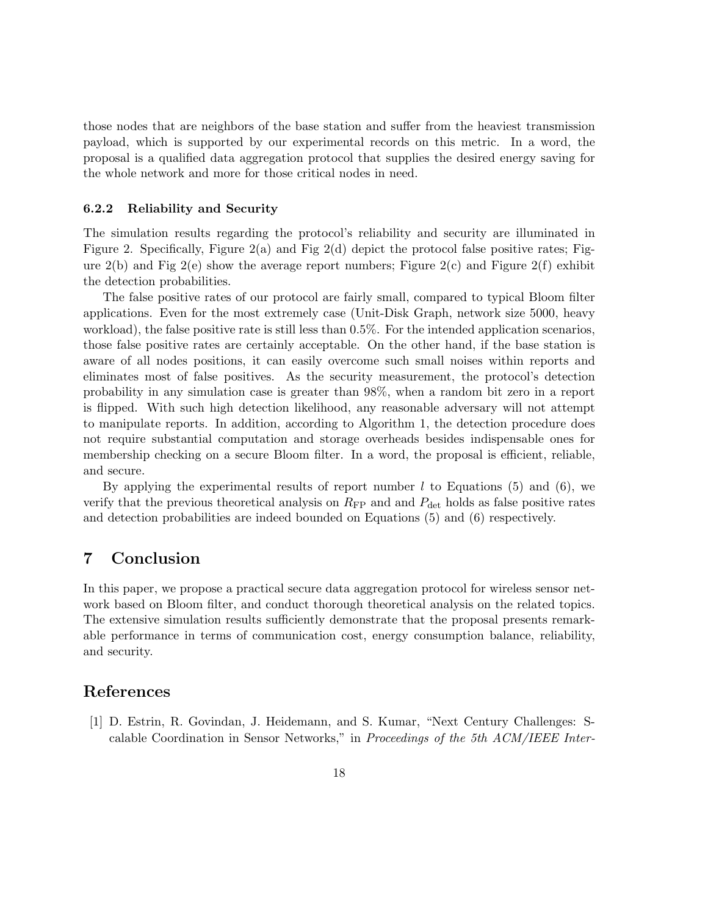those nodes that are neighbors of the base station and suffer from the heaviest transmission payload, which is supported by our experimental records on this metric. In a word, the proposal is a qualified data aggregation protocol that supplies the desired energy saving for the whole network and more for those critical nodes in need.

#### 6.2.2 Reliability and Security

The simulation results regarding the protocol's reliability and security are illuminated in Figure 2. Specifically, Figure 2(a) and Fig 2(d) depict the protocol false positive rates; Figure 2(b) and Fig 2(e) show the average report numbers; Figure 2(c) and Figure 2(f) exhibit the detection probabilities.

The false positive rates of our protocol are fairly small, compared to typical Bloom filter applications. Even for the most extremely case (Unit-Disk Graph, network size 5000, heavy workload), the false positive rate is still less than 0.5%. For the intended application scenarios, those false positive rates are certainly acceptable. On the other hand, if the base station is aware of all nodes positions, it can easily overcome such small noises within reports and eliminates most of false positives. As the security measurement, the protocol's detection probability in any simulation case is greater than 98%, when a random bit zero in a report is flipped. With such high detection likelihood, any reasonable adversary will not attempt to manipulate reports. In addition, according to Algorithm 1, the detection procedure does not require substantial computation and storage overheads besides indispensable ones for membership checking on a secure Bloom filter. In a word, the proposal is efficient, reliable, and secure.

By applying the experimental results of report number $l$ to Equations (5) and (6), we verify that the previous theoretical analysis on $R_{\mathrm{FP}}$ and and $P_{\mathrm{det}}$ holds as false positive rates and detection probabilities are indeed bounded on Equations (5) and (6) respectively.

## 7 Conclusion

In this paper, we propose a practical secure data aggregation protocol for wireless sensor network based on Bloom filter, and conduct thorough theoretical analysis on the related topics. The extensive simulation results sufficiently demonstrate that the proposal presents remarkable performance in terms of communication cost, energy consumption balance, reliability, and security.

## References

[1] D. Estrin, R. Govindan, J. Heidemann, and S. Kumar, "Next Century Challenges: Scalable Coordination in Sensor Networks," in *Proceedings of the 5th ACM/IEEE Inter-*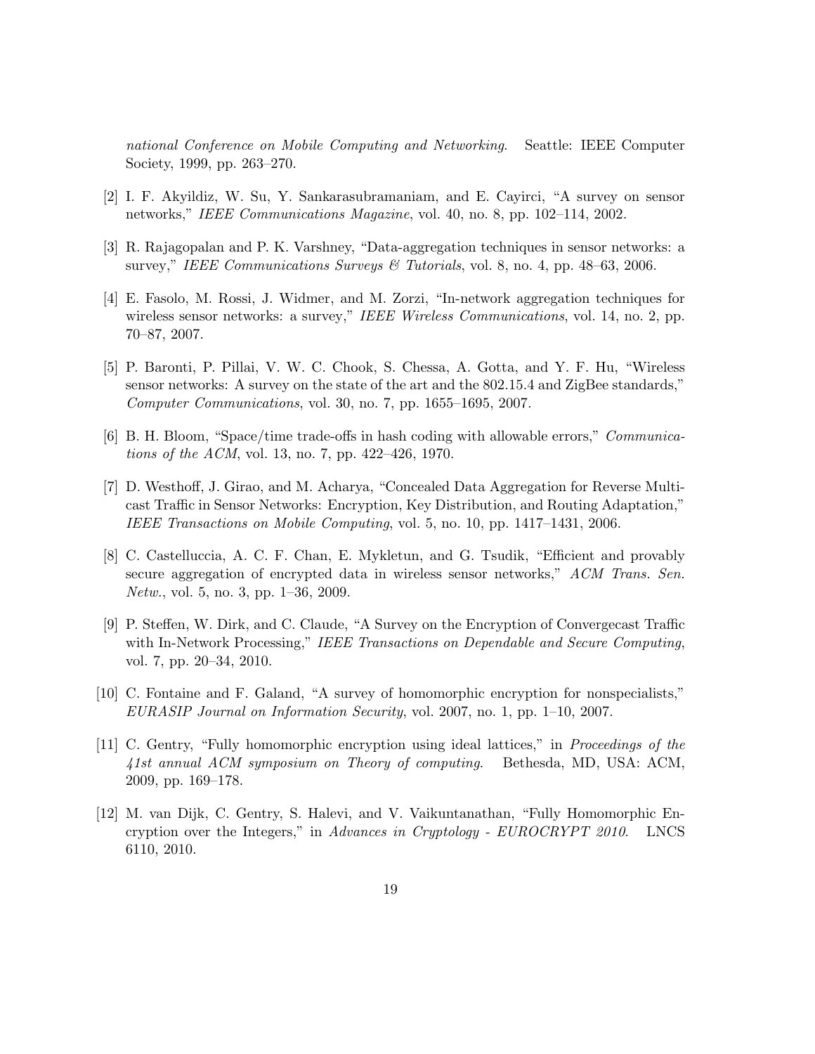*national Conference on Mobile Computing and Networking*. Seattle: IEEE Computer Society, 1999, pp. 263–270.

[2] I. F. Akyildiz, W. Su, Y. Sankarasubramaniam, and E. Cayirci, "A survey on sensor networks," *IEEE Communications Magazine*, vol. 40, no. 8, pp. 102–114, 2002.

[3] R. Rajagopalan and P. K. Varshney, "Data-aggregation techniques in sensor networks: a survey," *IEEE Communications Surveys & Tutorials*, vol. 8, no. 4, pp. 48–63, 2006.

[4] E. Fasolo, M. Rossi, J. Widmer, and M. Zorzi, "In-network aggregation techniques for wireless sensor networks: a survey," *IEEE Wireless Communications*, vol. 14, no. 2, pp. 70–87, 2007.

[5] P. Baronti, P. Pillai, V. W. C. Chook, S. Chessa, A. Gotta, and Y. F. Hu, "Wireless sensor networks: A survey on the state of the art and the 802.15.4 and ZigBee standards," *Computer Communications*, vol. 30, no. 7, pp. 1655–1695, 2007.

[6] B. H. Bloom, "Space/time trade-offs in hash coding with allowable errors," *Communications of the ACM*, vol. 13, no. 7, pp. 422–426, 1970.

[7] D. Westhoff, J. Girao, and M. Acharya, "Concealed Data Aggregation for Reverse Multicast Traffic in Sensor Networks: Encryption, Key Distribution, and Routing Adaptation," *IEEE Transactions on Mobile Computing*, vol. 5, no. 10, pp. 1417–1431, 2006.

[8] C. Castelluccia, A. C. F. Chan, E. Mykletun, and G. Tsudik, "Efficient and provably secure aggregation of encrypted data in wireless sensor networks," *ACM Trans. Sen. Netw.*, vol. 5, no. 3, pp. 1–36, 2009.

[9] P. Steffen, W. Dirk, and C. Claude, "A Survey on the Encryption of Convergecast Traffic with In-Network Processing," *IEEE Transactions on Dependable and Secure Computing*, vol. 7, pp. 20–34, 2010.

[10] C. Fontaine and F. Galand, "A survey of homomorphic encryption for nonspecialists," *EURASIP Journal on Information Security*, vol. 2007, no. 1, pp. 1–10, 2007.

[11] C. Gentry, "Fully homomorphic encryption using ideal lattices," in *Proceedings of the 41st annual ACM symposium on Theory of computing*. Bethesda, MD, USA: ACM, 2009, pp. 169–178.

[12] M. van Dijk, C. Gentry, S. Halevi, and V. Vaikuntanathan, "Fully Homomorphic Encryption over the Integers," in *Advances in Cryptology - EUROCRYPT 2010*. LNCS 6110, 2010.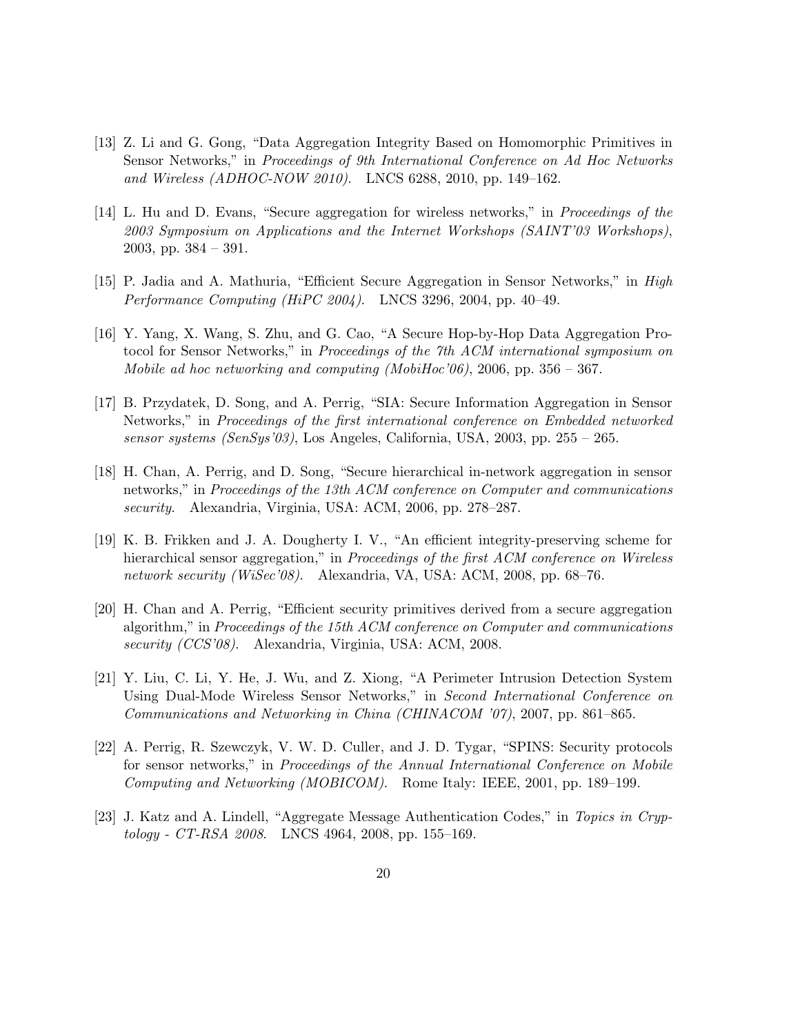[13] Z. Li and G. Gong, "Data Aggregation Integrity Based on Homomorphic Primitives in Sensor Networks," in *Proceedings of 9th International Conference on Ad Hoc Networks and Wireless (ADHOC-NOW 2010)*. LNCS 6288, 2010, pp. 149–162.

[14] L. Hu and D. Evans, "Secure aggregation for wireless networks," in *Proceedings of the 2003 Symposium on Applications and the Internet Workshops (SAINT'03 Workshops)*, 2003, pp. 384 – 391.

[15] P. Jadia and A. Mathuria, "Efficient Secure Aggregation in Sensor Networks," in *High Performance Computing (HiPC 2004)*. LNCS 3296, 2004, pp. 40–49.

[16] Y. Yang, X. Wang, S. Zhu, and G. Cao, "A Secure Hop-by-Hop Data Aggregation Protocol for Sensor Networks," in *Proceedings of the 7th ACM international symposium on Mobile ad hoc networking and computing (MobiHoc'06)*, 2006, pp. 356 – 367.

[17] B. Przydatek, D. Song, and A. Perrig, "SIA: Secure Information Aggregation in Sensor Networks," in *Proceedings of the first international conference on Embedded networked sensor systems (SenSys'03)*, Los Angeles, California, USA, 2003, pp. 255 – 265.

[18] H. Chan, A. Perrig, and D. Song, "Secure hierarchical in-network aggregation in sensor networks," in *Proceedings of the 13th ACM conference on Computer and communications security*. Alexandria, Virginia, USA: ACM, 2006, pp. 278–287.

[19] K. B. Frikken and J. A. Dougherty I. V., "An efficient integrity-preserving scheme for hierarchical sensor aggregation," in *Proceedings of the first ACM conference on Wireless network security (WiSec'08)*. Alexandria, VA, USA: ACM, 2008, pp. 68–76.

[20] H. Chan and A. Perrig, "Efficient security primitives derived from a secure aggregation algorithm," in *Proceedings of the 15th ACM conference on Computer and communications security (CCS'08)*. Alexandria, Virginia, USA: ACM, 2008.

[21] Y. Liu, C. Li, Y. He, J. Wu, and Z. Xiong, "A Perimeter Intrusion Detection System Using Dual-Mode Wireless Sensor Networks," in *Second International Conference on Communications and Networking in China (CHINACOM '07)*, 2007, pp. 861–865.

[22] A. Perrig, R. Szewczyk, V. W. D. Culler, and J. D. Tygar, "SPINS: Security protocols for sensor networks," in *Proceedings of the Annual International Conference on Mobile Computing and Networking (MOBICOM)*. Rome Italy: IEEE, 2001, pp. 189–199.

[23] J. Katz and A. Lindell, "Aggregate Message Authentication Codes," in *Topics in Cryptology - CT-RSA 2008*. LNCS 4964, 2008, pp. 155–169.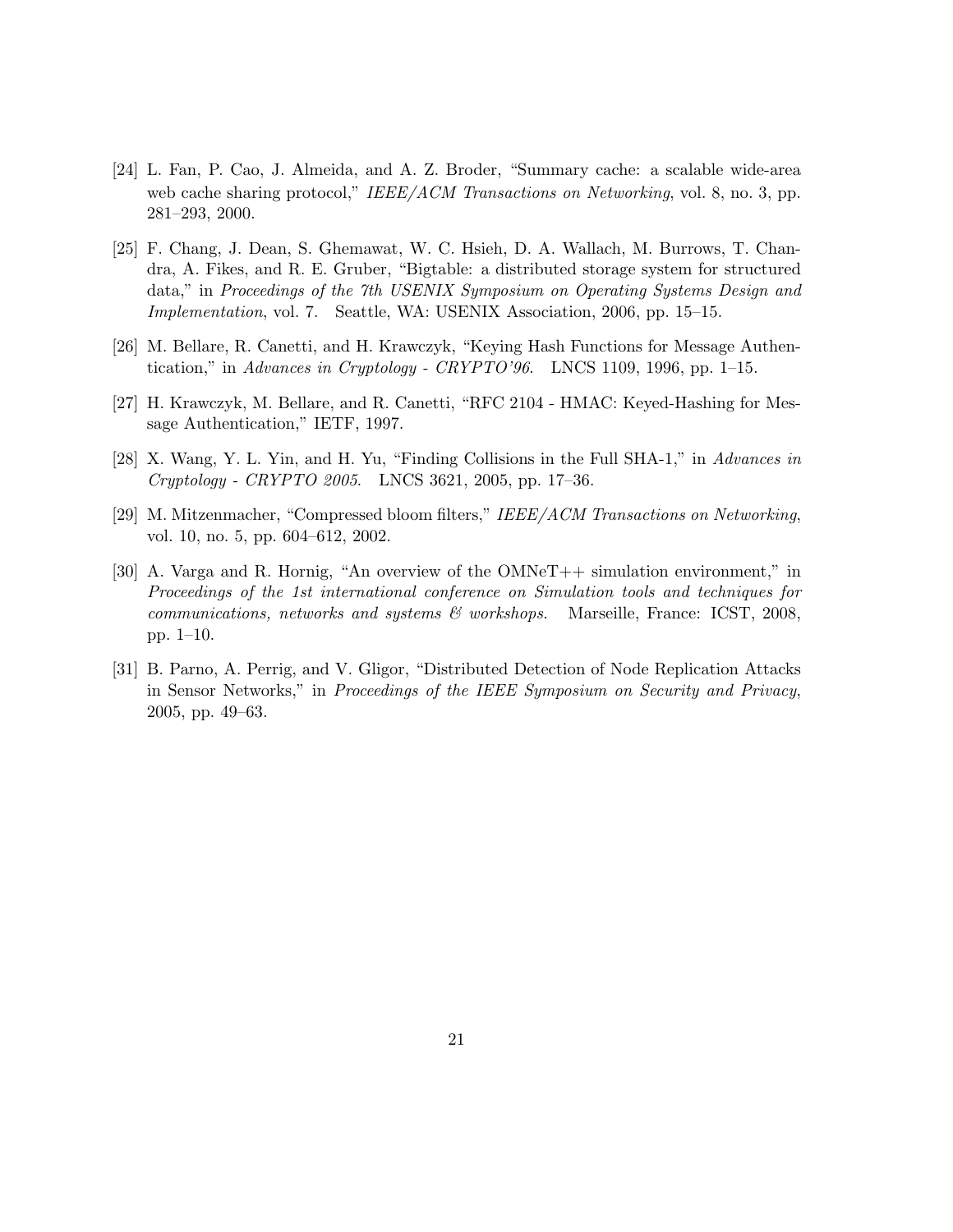[24] L. Fan, P. Cao, J. Almeida, and A. Z. Broder, "Summary cache: a scalable wide-area web cache sharing protocol," *IEEE/ACM Transactions on Networking*, vol. 8, no. 3, pp. 281–293, 2000.

[25] F. Chang, J. Dean, S. Ghemawat, W. C. Hsieh, D. A. Wallach, M. Burrows, T. Chandra, A. Fikes, and R. E. Gruber, "Bigtable: a distributed storage system for structured data," in *Proceedings of the 7th USENIX Symposium on Operating Systems Design and Implementation*, vol. 7. Seattle, WA: USENIX Association, 2006, pp. 15–15.

[26] M. Bellare, R. Canetti, and H. Krawczyk, "Keying Hash Functions for Message Authentication," in *Advances in Cryptology - CRYPTO'96*. LNCS 1109, 1996, pp. 1–15.

[27] H. Krawczyk, M. Bellare, and R. Canetti, "RFC 2104 - HMAC: Keyed-Hashing for Message Authentication," IETF, 1997.

[28] X. Wang, Y. L. Yin, and H. Yu, "Finding Collisions in the Full SHA-1," in *Advances in Cryptology - CRYPTO 2005*. LNCS 3621, 2005, pp. 17–36.

[29] M. Mitzenmacher, "Compressed bloom filters," *IEEE/ACM Transactions on Networking*, vol. 10, no. 5, pp. 604–612, 2002.

[30] A. Varga and R. Hornig, "An overview of the OMNeT++ simulation environment," in *Proceedings of the 1st international conference on Simulation tools and techniques for communications, networks and systems & workshops*. Marseille, France: ICST, 2008, pp. 1–10.

[31] B. Parno, A. Perrig, and V. Gligor, "Distributed Detection of Node Replication Attacks in Sensor Networks," in *Proceedings of the IEEE Symposium on Security and Privacy*, 2005, pp. 49–63.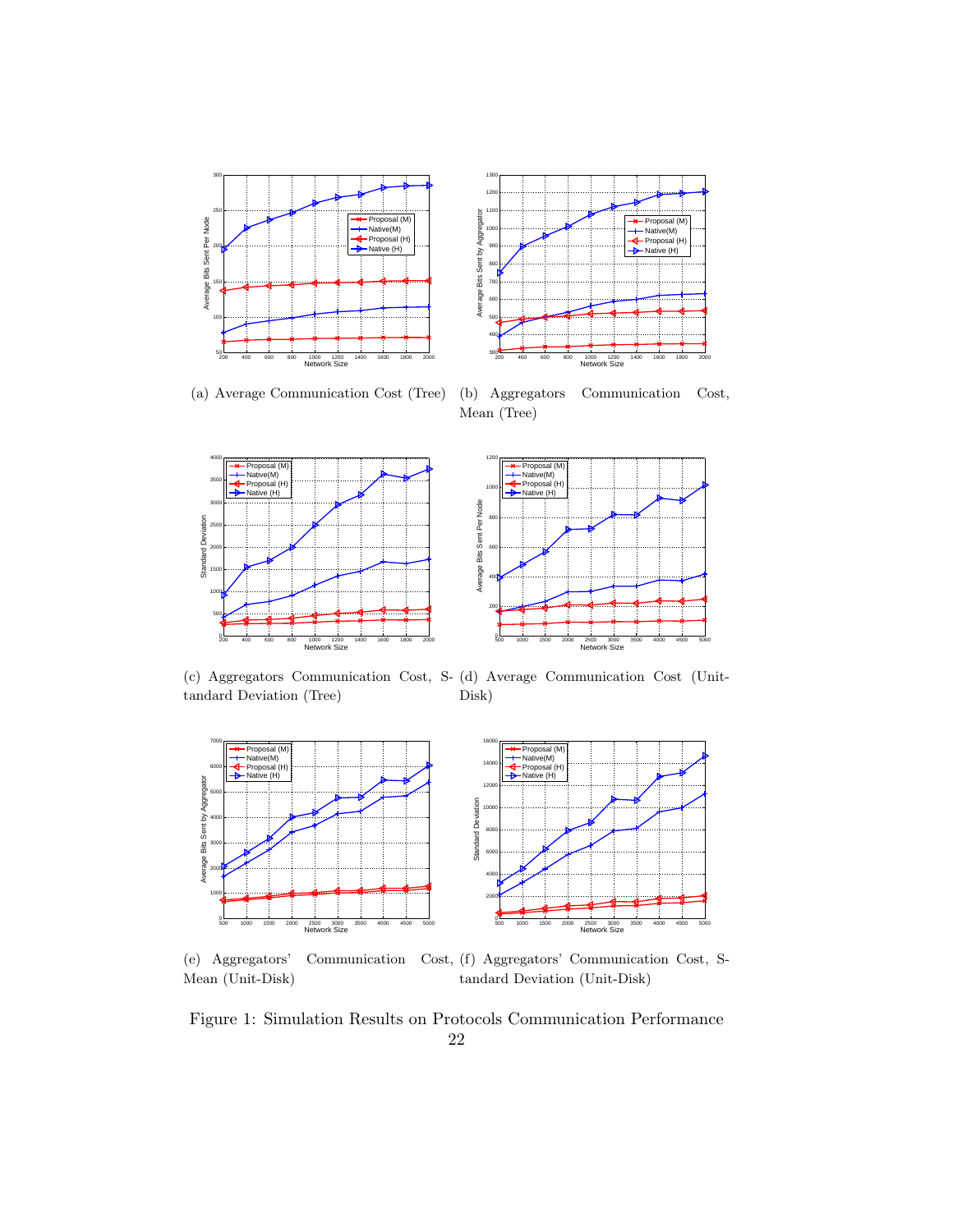(a) Average Communication Cost (Tree)

(b) Aggregators Communication Cost, Mean (Tree)

(c) Aggregators Communication Cost, Standard Deviation (Tree)

(d) Average Communication Cost (Unit-Disk)

(e) Aggregators' Communication Cost, Mean (Unit-Disk)

(f) Aggregators' Communication Cost, Standard Deviation (Unit-Disk)

Figure 1: Simulation Results on Protocols Communication Performance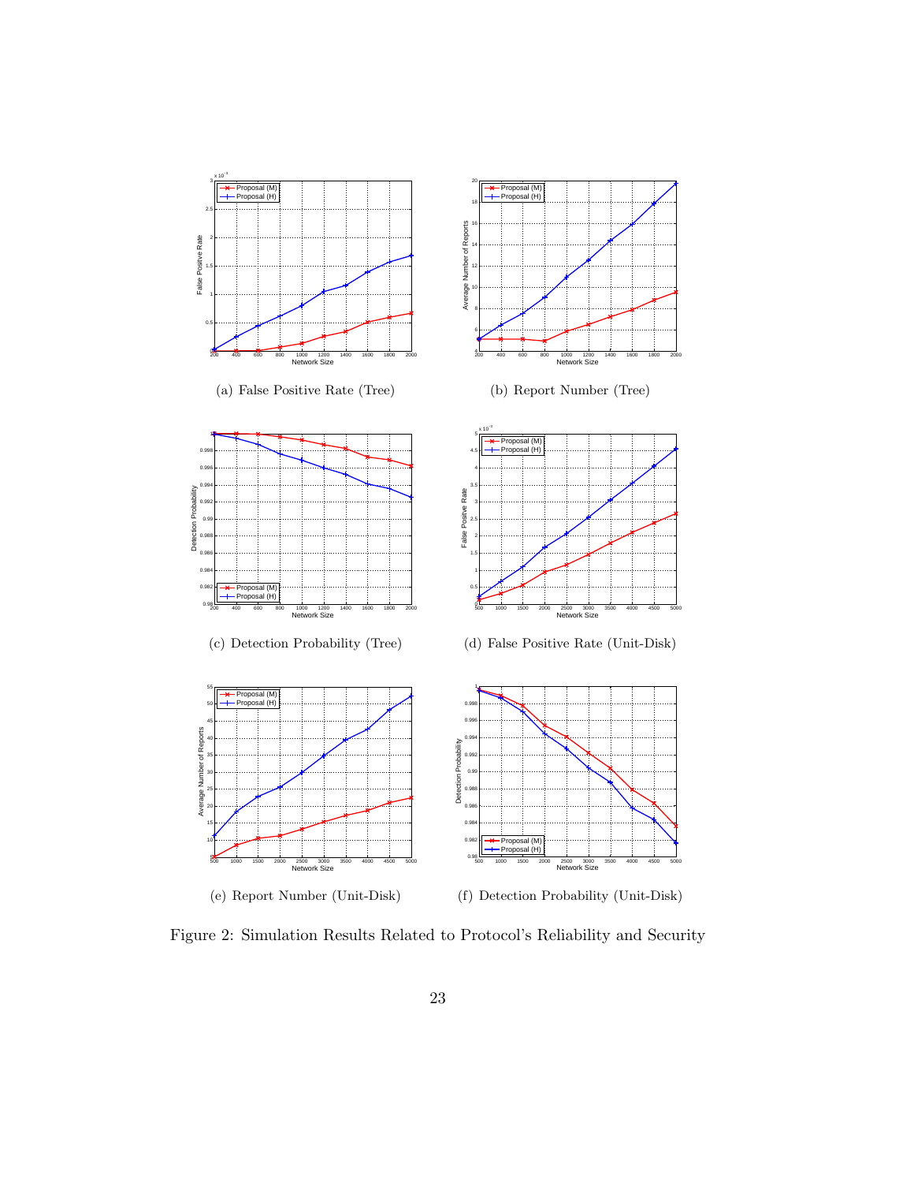x 10^-3

Proposal (M)
Proposal (H)

False Positive Rate

Network Size

(a) False Positive Rate (Tree)

Proposal (M)
Proposal (H)

Average Number of Reports

Network Size

(b) Report Number (Tree)

Detection Probability

Proposal (M)
Proposal (H)

Network Size

(c) Detection Probability (Tree)

x 10^-3

Proposal (M)
Proposal (H)

False Positive Rate

Network Size

(d) False Positive Rate (Unit-Disk)

Proposal (M)
Proposal (H)

Average Number of Reports

Network Size

(e) Report Number (Unit-Disk)

Detection Probability

Proposal (M)
Proposal (H)

Network Size

(f) Detection Probability (Unit-Disk)

Figure 2: Simulation Results Related to Protocol's Reliability and Security